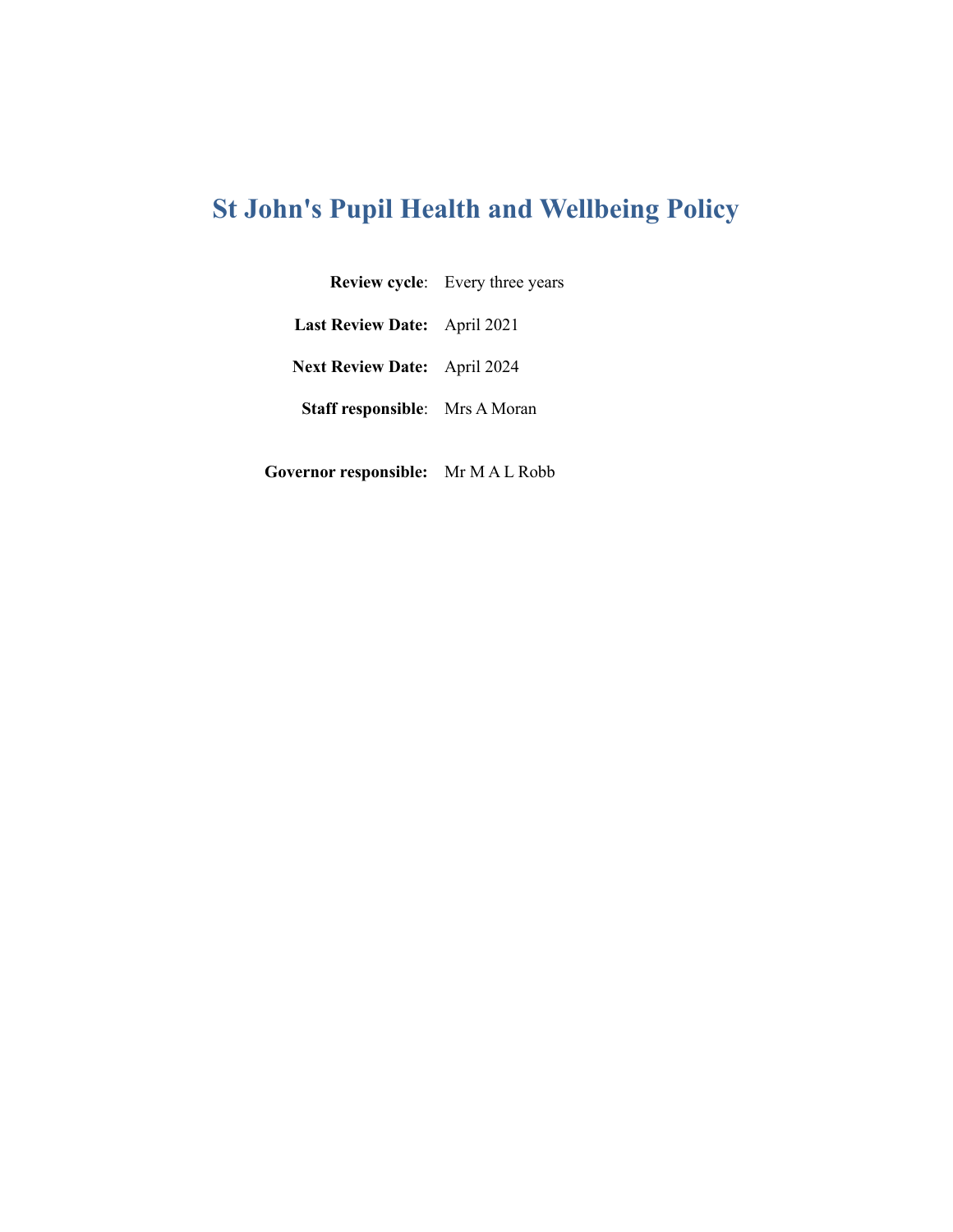# St John's Pupil Health and Wellbeing Policy

| | |
|---|---|
| **Review cycle**: | Every three years |
| **Last Review Date:** | April 2021 |
| **Next Review Date:** | April 2024 |
| **Staff responsible**: | Mrs A Moran |
| **Governor responsible:** | Mr M A L Robb |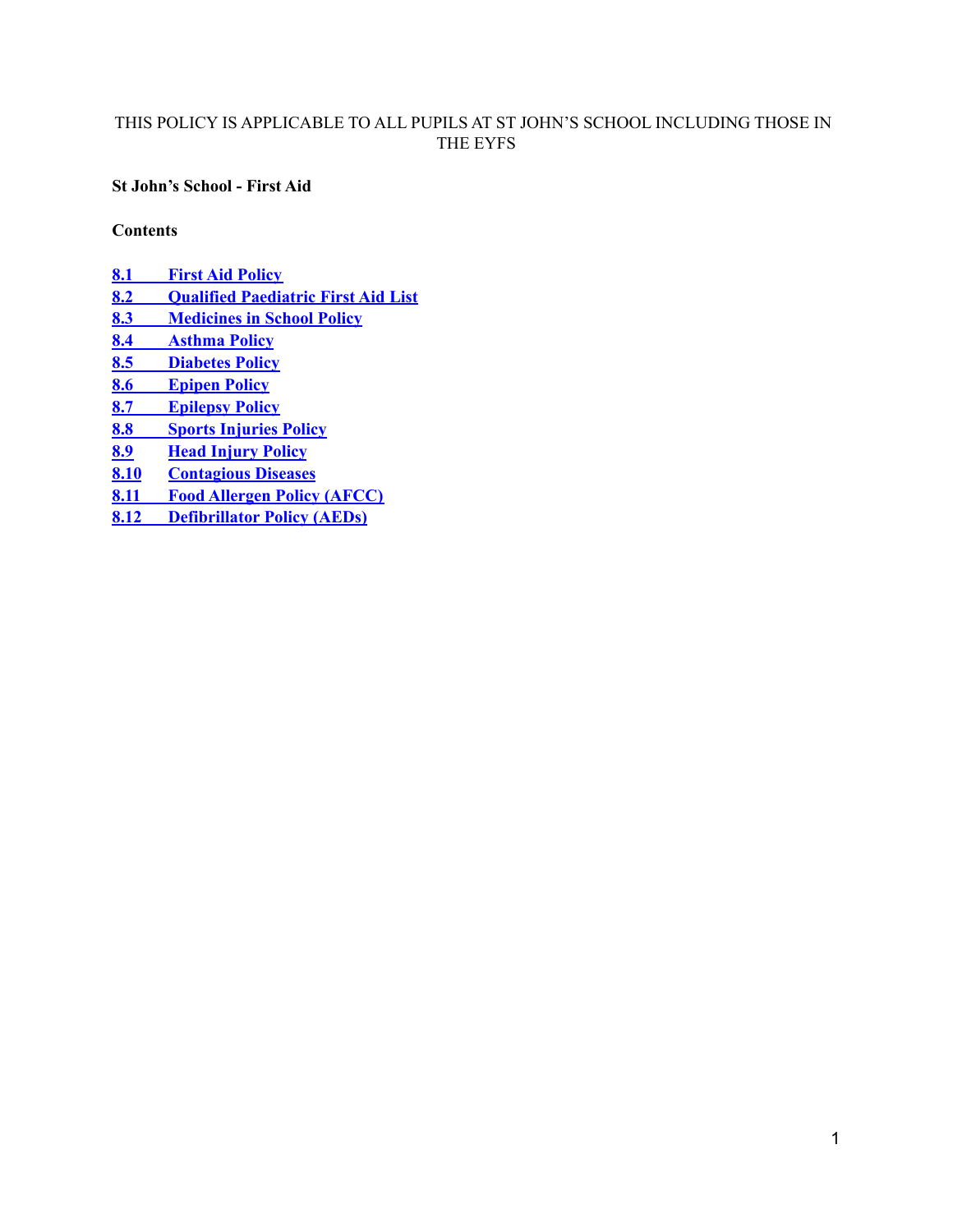THIS POLICY IS APPLICABLE TO ALL PUPILS AT ST JOHN'S SCHOOL INCLUDING THOSE IN THE EYFS

**St John's School - First Aid**

**Contents**

- **8.1 First Aid Policy**
- **8.2 Qualified Paediatric First Aid List**
- **8.3 Medicines in School Policy**
- **8.4 Asthma Policy**
- **8.5 Diabetes Policy**
- **8.6 Epipen Policy**
- **8.7 Epilepsy Policy**
- **8.8 Sports Injuries Policy**
- **8.9 Head Injury Policy**
- **8.10 Contagious Diseases**
- **8.11 Food Allergen Policy (AFCC)**
- **8.12 Defibrillator Policy (AEDs)**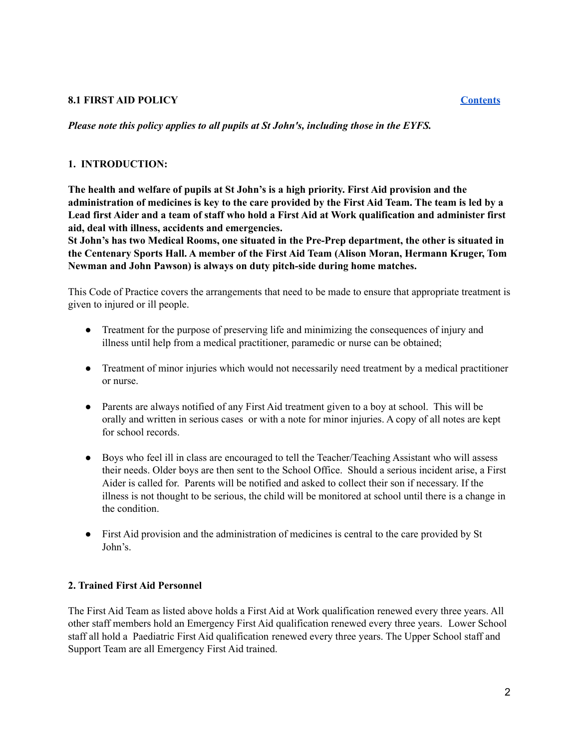**8.1 FIRST AID POLICY** [Contents]

***Please note this policy applies to all pupils at St John's, including those in the EYFS.***

**1. INTRODUCTION:**

**The health and welfare of pupils at St John's is a high priority. First Aid provision and the administration of medicines is key to the care provided by the First Aid Team. The team is led by a Lead first Aider and a team of staff who hold a First Aid at Work qualification and administer first aid, deal with illness, accidents and emergencies.**
**St John's has two Medical Rooms, one situated in the Pre-Prep department, the other is situated in the Centenary Sports Hall. A member of the First Aid Team (Alison Moran, Hermann Kruger, Tom Newman and John Pawson) is always on duty pitch-side during home matches.**

This Code of Practice covers the arrangements that need to be made to ensure that appropriate treatment is given to injured or ill people.

- Treatment for the purpose of preserving life and minimizing the consequences of injury and illness until help from a medical practitioner, paramedic or nurse can be obtained;

- Treatment of minor injuries which would not necessarily need treatment by a medical practitioner or nurse.

- Parents are always notified of any First Aid treatment given to a boy at school. This will be orally and written in serious cases or with a note for minor injuries. A copy of all notes are kept for school records.

- Boys who feel ill in class are encouraged to tell the Teacher/Teaching Assistant who will assess their needs. Older boys are then sent to the School Office. Should a serious incident arise, a First Aider is called for. Parents will be notified and asked to collect their son if necessary. If the illness is not thought to be serious, the child will be monitored at school until there is a change in the condition.

- First Aid provision and the administration of medicines is central to the care provided by St John's.

**2. Trained First Aid Personnel**

The First Aid Team as listed above holds a First Aid at Work qualification renewed every three years. All other staff members hold an Emergency First Aid qualification renewed every three years. Lower School staff all hold a Paediatric First Aid qualification renewed every three years. The Upper School staff and Support Team are all Emergency First Aid trained.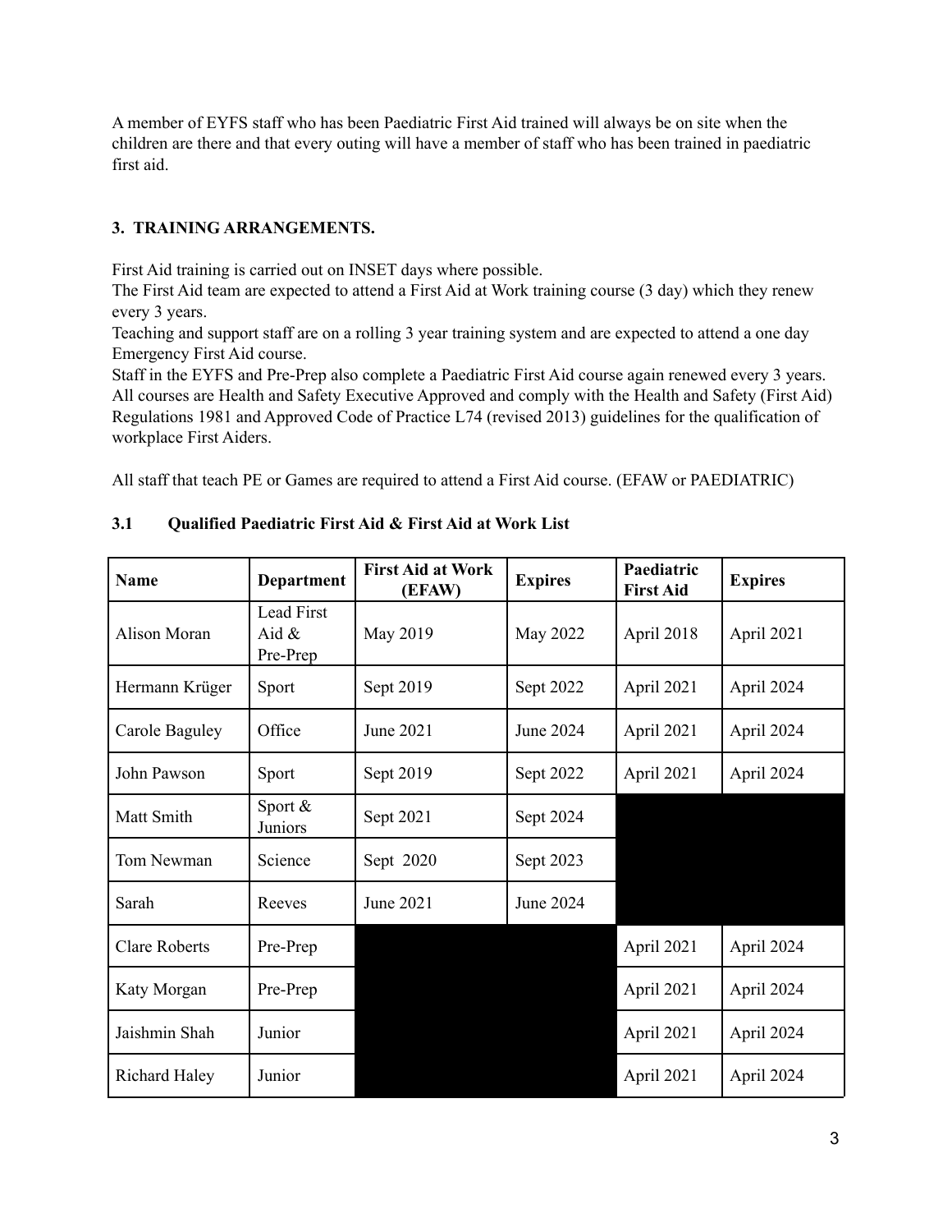A member of EYFS staff who has been Paediatric First Aid trained will always be on site when the children are there and that every outing will have a member of staff who has been trained in paediatric first aid.

### 3. TRAINING ARRANGEMENTS.

First Aid training is carried out on INSET days where possible.
The First Aid team are expected to attend a First Aid at Work training course (3 day) which they renew every 3 years.
Teaching and support staff are on a rolling 3 year training system and are expected to attend a one day Emergency First Aid course.
Staff in the EYFS and Pre-Prep also complete a Paediatric First Aid course again renewed every 3 years.
All courses are Health and Safety Executive Approved and comply with the Health and Safety (First Aid) Regulations 1981 and Approved Code of Practice L74 (revised 2013) guidelines for the qualification of workplace First Aiders.

All staff that teach PE or Games are required to attend a First Aid course. (EFAW or PAEDIATRIC)

#### 3.1 Qualified Paediatric First Aid & First Aid at Work List

| Name | Department | First Aid at Work (EFAW) | Expires | Paediatric First Aid | Expires |
|---|---|---|---|---|---|
| Alison Moran | Lead First Aid & Pre-Prep | May 2019 | May 2022 | April 2018 | April 2021 |
| Hermann Krüger | Sport | Sept 2019 | Sept 2022 | April 2021 | April 2024 |
| Carole Baguley | Office | June 2021 | June 2024 | April 2021 | April 2024 |
| John Pawson | Sport | Sept 2019 | Sept 2022 | April 2021 | April 2024 |
| Matt Smith | Sport & Juniors | Sept 2021 | Sept 2024 | | |
| Tom Newman | Science | Sept 2020 | Sept 2023 | | |
| Sarah | Reeves | June 2021 | June 2024 | | |
| Clare Roberts | Pre-Prep | | | April 2021 | April 2024 |
| Katy Morgan | Pre-Prep | | | April 2021 | April 2024 |
| Jaishmin Shah | Junior | | | April 2021 | April 2024 |
| Richard Haley | Junior | | | April 2021 | April 2024 |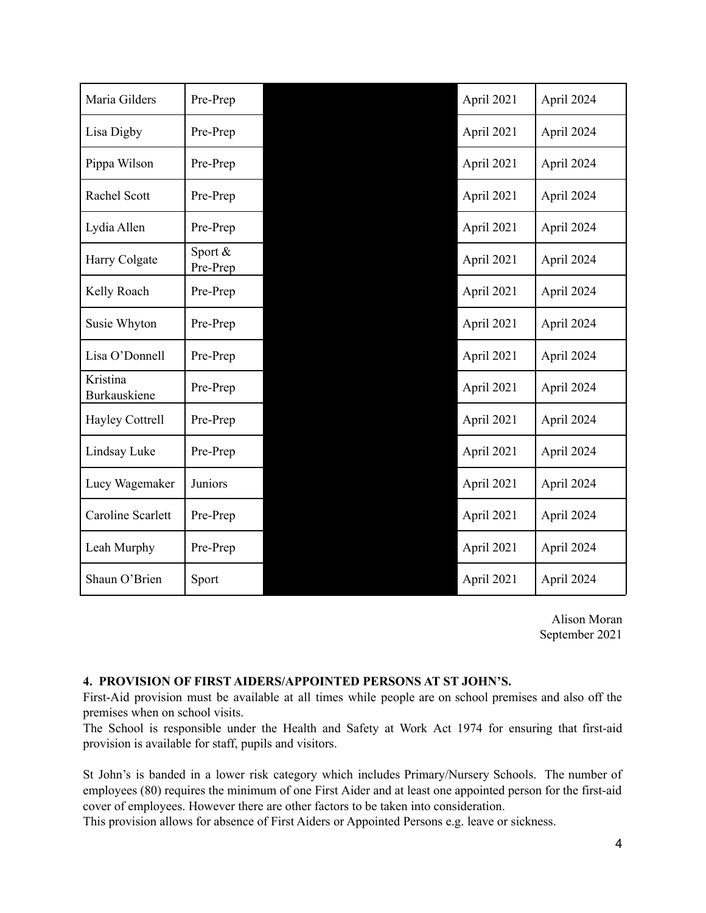| | | | | |
|---|---|---|---|---|
| Maria Gilders | Pre-Prep | | April 2021 | April 2024 |
| Lisa Digby | Pre-Prep | | April 2021 | April 2024 |
| Pippa Wilson | Pre-Prep | | April 2021 | April 2024 |
| Rachel Scott | Pre-Prep | | April 2021 | April 2024 |
| Lydia Allen | Pre-Prep | | April 2021 | April 2024 |
| Harry Colgate | Sport & Pre-Prep | | April 2021 | April 2024 |
| Kelly Roach | Pre-Prep | | April 2021 | April 2024 |
| Susie Whyton | Pre-Prep | | April 2021 | April 2024 |
| Lisa O'Donnell | Pre-Prep | | April 2021 | April 2024 |
| Kristina Burkauskiene | Pre-Prep | | April 2021 | April 2024 |
| Hayley Cottrell | Pre-Prep | | April 2021 | April 2024 |
| Lindsay Luke | Pre-Prep | | April 2021 | April 2024 |
| Lucy Wagemaker | Juniors | | April 2021 | April 2024 |
| Caroline Scarlett | Pre-Prep | | April 2021 | April 2024 |
| Leah Murphy | Pre-Prep | | April 2021 | April 2024 |
| Shaun O'Brien | Sport | | April 2021 | April 2024 |

Alison Moran
September 2021

**4. PROVISION OF FIRST AIDERS/APPOINTED PERSONS AT ST JOHN'S.**

First-Aid provision must be available at all times while people are on school premises and also off the premises when on school visits.

The School is responsible under the Health and Safety at Work Act 1974 for ensuring that first-aid provision is available for staff, pupils and visitors.

St John's is banded in a lower risk category which includes Primary/Nursery Schools. The number of employees (80) requires the minimum of one First Aider and at least one appointed person for the first-aid cover of employees. However there are other factors to be taken into consideration.

This provision allows for absence of First Aiders or Appointed Persons e.g. leave or sickness.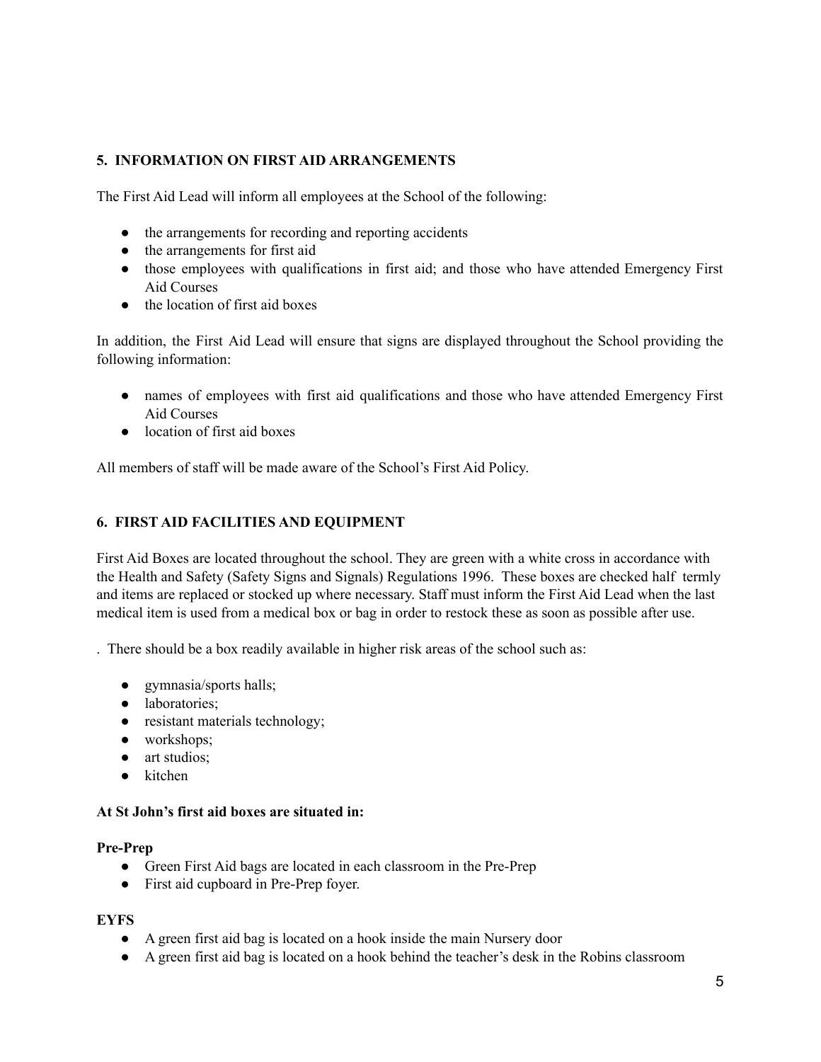**5. INFORMATION ON FIRST AID ARRANGEMENTS**

The First Aid Lead will inform all employees at the School of the following:

- the arrangements for recording and reporting accidents
- the arrangements for first aid
- those employees with qualifications in first aid; and those who have attended Emergency First Aid Courses
- the location of first aid boxes

In addition, the First Aid Lead will ensure that signs are displayed throughout the School providing the following information:

- names of employees with first aid qualifications and those who have attended Emergency First Aid Courses
- location of first aid boxes

All members of staff will be made aware of the School's First Aid Policy.

**6. FIRST AID FACILITIES AND EQUIPMENT**

First Aid Boxes are located throughout the school. They are green with a white cross in accordance with the Health and Safety (Safety Signs and Signals) Regulations 1996. These boxes are checked half termly and items are replaced or stocked up where necessary. Staff must inform the First Aid Lead when the last medical item is used from a medical box or bag in order to restock these as soon as possible after use.

. There should be a box readily available in higher risk areas of the school such as:

- gymnasia/sports halls;
- laboratories;
- resistant materials technology;
- workshops;
- art studios;
- kitchen

**At St John's first aid boxes are situated in:**

**Pre-Prep**

- Green First Aid bags are located in each classroom in the Pre-Prep
- First aid cupboard in Pre-Prep foyer.

**EYFS**

- A green first aid bag is located on a hook inside the main Nursery door
- A green first aid bag is located on a hook behind the teacher's desk in the Robins classroom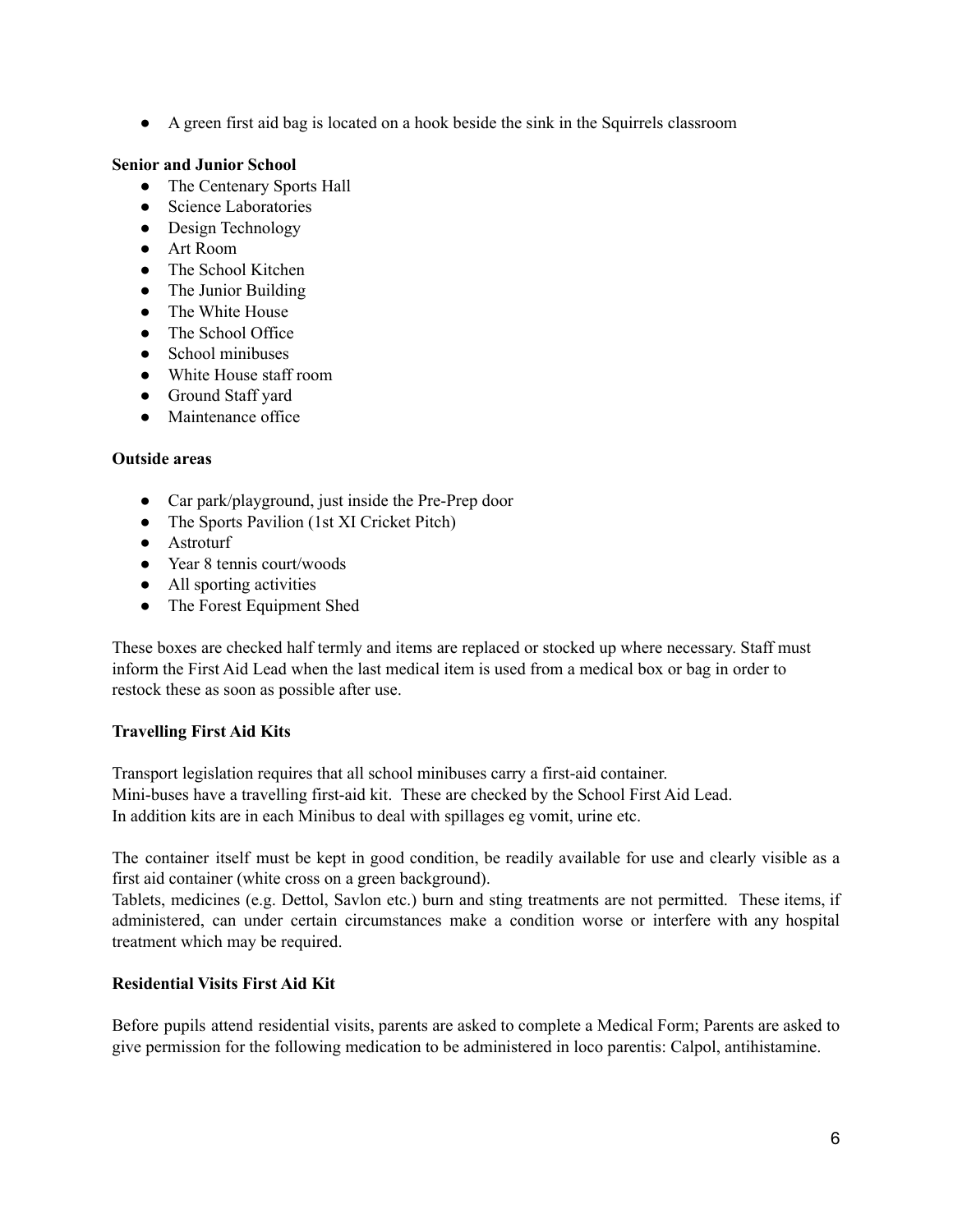- A green first aid bag is located on a hook beside the sink in the Squirrels classroom

**Senior and Junior School**

- The Centenary Sports Hall
- Science Laboratories
- Design Technology
- Art Room
- The School Kitchen
- The Junior Building
- The White House
- The School Office
- School minibuses
- White House staff room
- Ground Staff yard
- Maintenance office

**Outside areas**

- Car park/playground, just inside the Pre-Prep door
- The Sports Pavilion (1st XI Cricket Pitch)
- Astroturf
- Year 8 tennis court/woods
- All sporting activities
- The Forest Equipment Shed

These boxes are checked half termly and items are replaced or stocked up where necessary. Staff must inform the First Aid Lead when the last medical item is used from a medical box or bag in order to restock these as soon as possible after use.

**Travelling First Aid Kits**

Transport legislation requires that all school minibuses carry a first-aid container.
Mini-buses have a travelling first-aid kit. These are checked by the School First Aid Lead.
In addition kits are in each Minibus to deal with spillages eg vomit, urine etc.

The container itself must be kept in good condition, be readily available for use and clearly visible as a first aid container (white cross on a green background).
Tablets, medicines (e.g. Dettol, Savlon etc.) burn and sting treatments are not permitted. These items, if administered, can under certain circumstances make a condition worse or interfere with any hospital treatment which may be required.

**Residential Visits First Aid Kit**

Before pupils attend residential visits, parents are asked to complete a Medical Form; Parents are asked to give permission for the following medication to be administered in loco parentis: Calpol, antihistamine.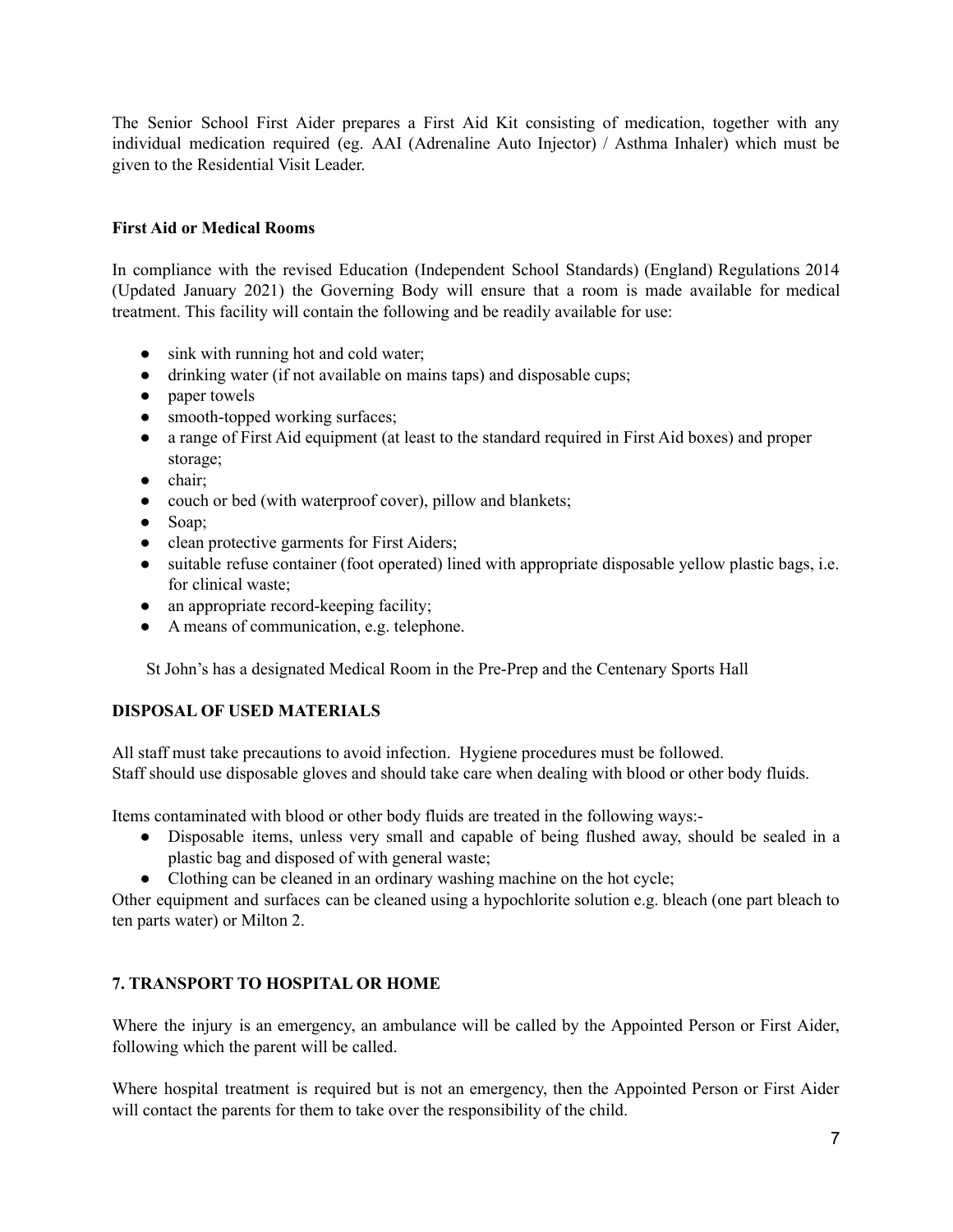The Senior School First Aider prepares a First Aid Kit consisting of medication, together with any individual medication required (eg. AAI (Adrenaline Auto Injector) / Asthma Inhaler) which must be given to the Residential Visit Leader.

**First Aid or Medical Rooms**

In compliance with the revised Education (Independent School Standards) (England) Regulations 2014 (Updated January 2021) the Governing Body will ensure that a room is made available for medical treatment. This facility will contain the following and be readily available for use:

- sink with running hot and cold water;
- drinking water (if not available on mains taps) and disposable cups;
- paper towels
- smooth-topped working surfaces;
- a range of First Aid equipment (at least to the standard required in First Aid boxes) and proper storage;
- chair;
- couch or bed (with waterproof cover), pillow and blankets;
- Soap;
- clean protective garments for First Aiders;
- suitable refuse container (foot operated) lined with appropriate disposable yellow plastic bags, i.e. for clinical waste;
- an appropriate record-keeping facility;
- A means of communication, e.g. telephone.

St John's has a designated Medical Room in the Pre-Prep and the Centenary Sports Hall

**DISPOSAL OF USED MATERIALS**

All staff must take precautions to avoid infection. Hygiene procedures must be followed.
Staff should use disposable gloves and should take care when dealing with blood or other body fluids.

Items contaminated with blood or other body fluids are treated in the following ways:-

- Disposable items, unless very small and capable of being flushed away, should be sealed in a plastic bag and disposed of with general waste;
- Clothing can be cleaned in an ordinary washing machine on the hot cycle;

Other equipment and surfaces can be cleaned using a hypochlorite solution e.g. bleach (one part bleach to ten parts water) or Milton 2.

## 7. TRANSPORT TO HOSPITAL OR HOME

Where the injury is an emergency, an ambulance will be called by the Appointed Person or First Aider, following which the parent will be called.

Where hospital treatment is required but is not an emergency, then the Appointed Person or First Aider will contact the parents for them to take over the responsibility of the child.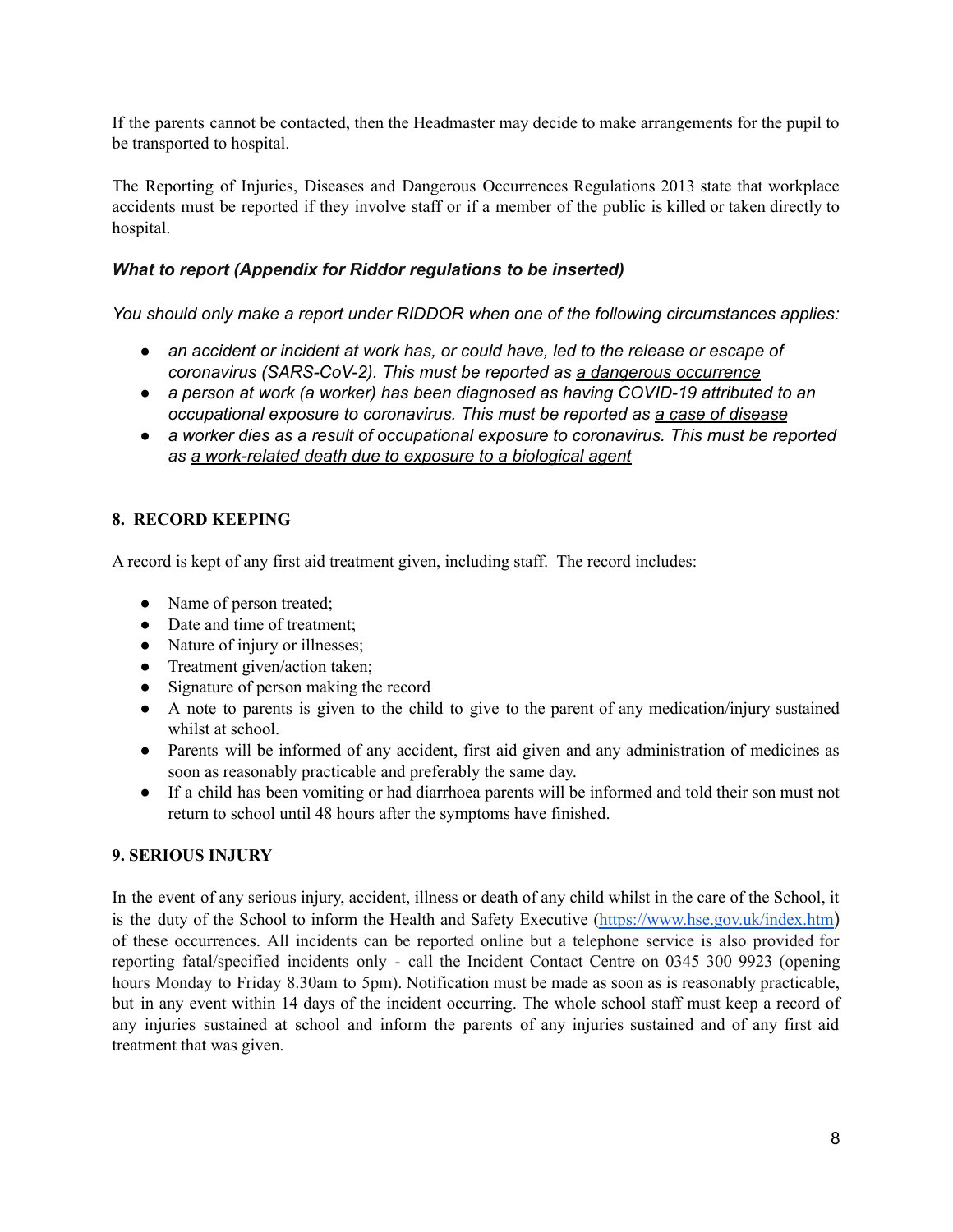If the parents cannot be contacted, then the Headmaster may decide to make arrangements for the pupil to be transported to hospital.

The Reporting of Injuries, Diseases and Dangerous Occurrences Regulations 2013 state that workplace accidents must be reported if they involve staff or if a member of the public is killed or taken directly to hospital.

### *What to report (Appendix for Riddor regulations to be inserted)*

*You should only make a report under RIDDOR when one of the following circumstances applies:*

- *an accident or incident at work has, or could have, led to the release or escape of coronavirus (SARS-CoV-2). This must be reported as a dangerous occurrence*
- *a person at work (a worker) has been diagnosed as having COVID-19 attributed to an occupational exposure to coronavirus. This must be reported as a case of disease*
- *a worker dies as a result of occupational exposure to coronavirus. This must be reported as a work-related death due to exposure to a biological agent*

## 8. RECORD KEEPING

A record is kept of any first aid treatment given, including staff. The record includes:

- Name of person treated;
- Date and time of treatment;
- Nature of injury or illnesses;
- Treatment given/action taken;
- Signature of person making the record
- A note to parents is given to the child to give to the parent of any medication/injury sustained whilst at school.
- Parents will be informed of any accident, first aid given and any administration of medicines as soon as reasonably practicable and preferably the same day.
- If a child has been vomiting or had diarrhoea parents will be informed and told their son must not return to school until 48 hours after the symptoms have finished.

## 9. SERIOUS INJURY

In the event of any serious injury, accident, illness or death of any child whilst in the care of the School, it is the duty of the School to inform the Health and Safety Executive (https://www.hse.gov.uk/index.htm) of these occurrences. All incidents can be reported online but a telephone service is also provided for reporting fatal/specified incidents only - call the Incident Contact Centre on 0345 300 9923 (opening hours Monday to Friday 8.30am to 5pm). Notification must be made as soon as is reasonably practicable, but in any event within 14 days of the incident occurring. The whole school staff must keep a record of any injuries sustained at school and inform the parents of any injuries sustained and of any first aid treatment that was given.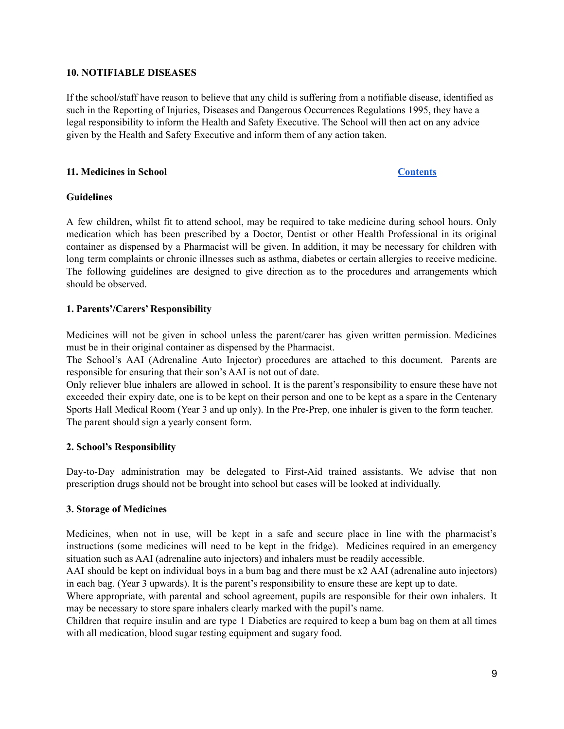**10. NOTIFIABLE DISEASES**

If the school/staff have reason to believe that any child is suffering from a notifiable disease, identified as such in the Reporting of Injuries, Diseases and Dangerous Occurrences Regulations 1995, they have a legal responsibility to inform the Health and Safety Executive. The School will then act on any advice given by the Health and Safety Executive and inform them of any action taken.

**11. Medicines in School** [Contents]

**Guidelines**

A few children, whilst fit to attend school, may be required to take medicine during school hours. Only medication which has been prescribed by a Doctor, Dentist or other Health Professional in its original container as dispensed by a Pharmacist will be given. In addition, it may be necessary for children with long term complaints or chronic illnesses such as asthma, diabetes or certain allergies to receive medicine. The following guidelines are designed to give direction as to the procedures and arrangements which should be observed.

**1. Parents'/Carers' Responsibility**

Medicines will not be given in school unless the parent/carer has given written permission. Medicines must be in their original container as dispensed by the Pharmacist.
The School's AAI (Adrenaline Auto Injector) procedures are attached to this document. Parents are responsible for ensuring that their son's AAI is not out of date.
Only reliever blue inhalers are allowed in school. It is the parent's responsibility to ensure these have not exceeded their expiry date, one is to be kept on their person and one to be kept as a spare in the Centenary Sports Hall Medical Room (Year 3 and up only). In the Pre-Prep, one inhaler is given to the form teacher.
The parent should sign a yearly consent form.

**2. School's Responsibility**

Day-to-Day administration may be delegated to First-Aid trained assistants. We advise that non prescription drugs should not be brought into school but cases will be looked at individually.

**3. Storage of Medicines**

Medicines, when not in use, will be kept in a safe and secure place in line with the pharmacist's instructions (some medicines will need to be kept in the fridge). Medicines required in an emergency situation such as AAI (adrenaline auto injectors) and inhalers must be readily accessible.
AAI should be kept on individual boys in a bum bag and there must be x2 AAI (adrenaline auto injectors) in each bag. (Year 3 upwards). It is the parent's responsibility to ensure these are kept up to date.
Where appropriate, with parental and school agreement, pupils are responsible for their own inhalers. It may be necessary to store spare inhalers clearly marked with the pupil's name.
Children that require insulin and are type 1 Diabetics are required to keep a bum bag on them at all times with all medication, blood sugar testing equipment and sugary food.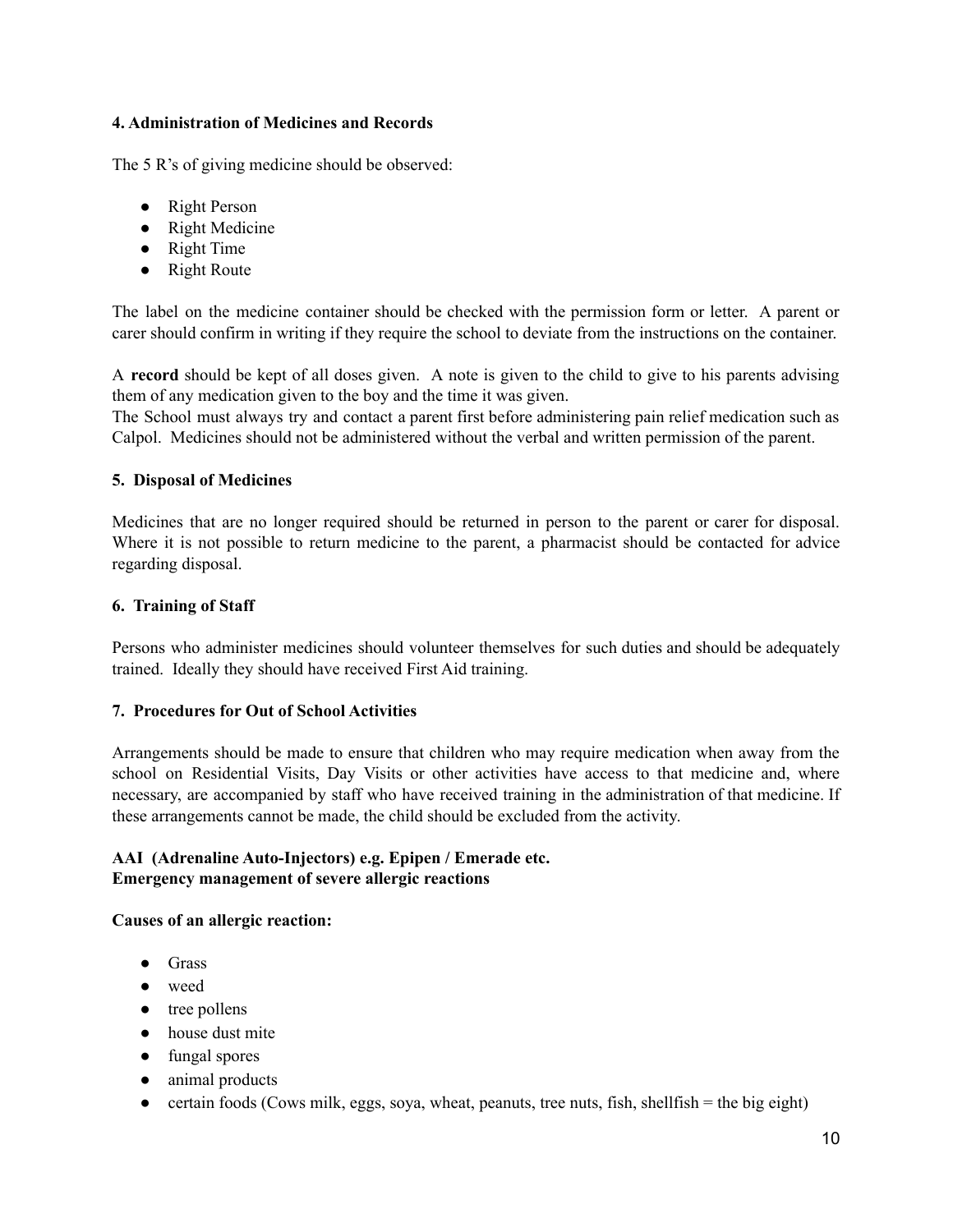### 4. Administration of Medicines and Records

The 5 R's of giving medicine should be observed:

- Right Person
- Right Medicine
- Right Time
- Right Route

The label on the medicine container should be checked with the permission form or letter. A parent or carer should confirm in writing if they require the school to deviate from the instructions on the container.

A **record** should be kept of all doses given. A note is given to the child to give to his parents advising them of any medication given to the boy and the time it was given.
The School must always try and contact a parent first before administering pain relief medication such as Calpol. Medicines should not be administered without the verbal and written permission of the parent.

### 5. Disposal of Medicines

Medicines that are no longer required should be returned in person to the parent or carer for disposal. Where it is not possible to return medicine to the parent, a pharmacist should be contacted for advice regarding disposal.

### 6. Training of Staff

Persons who administer medicines should volunteer themselves for such duties and should be adequately trained. Ideally they should have received First Aid training.

### 7. Procedures for Out of School Activities

Arrangements should be made to ensure that children who may require medication when away from the school on Residential Visits, Day Visits or other activities have access to that medicine and, where necessary, are accompanied by staff who have received training in the administration of that medicine. If these arrangements cannot be made, the child should be excluded from the activity.

**AAI (Adrenaline Auto-Injectors) e.g. Epipen / Emerade etc.**
**Emergency management of severe allergic reactions**

**Causes of an allergic reaction:**

- Grass
- weed
- tree pollens
- house dust mite
- fungal spores
- animal products
- certain foods (Cows milk, eggs, soya, wheat, peanuts, tree nuts, fish, shellfish = the big eight)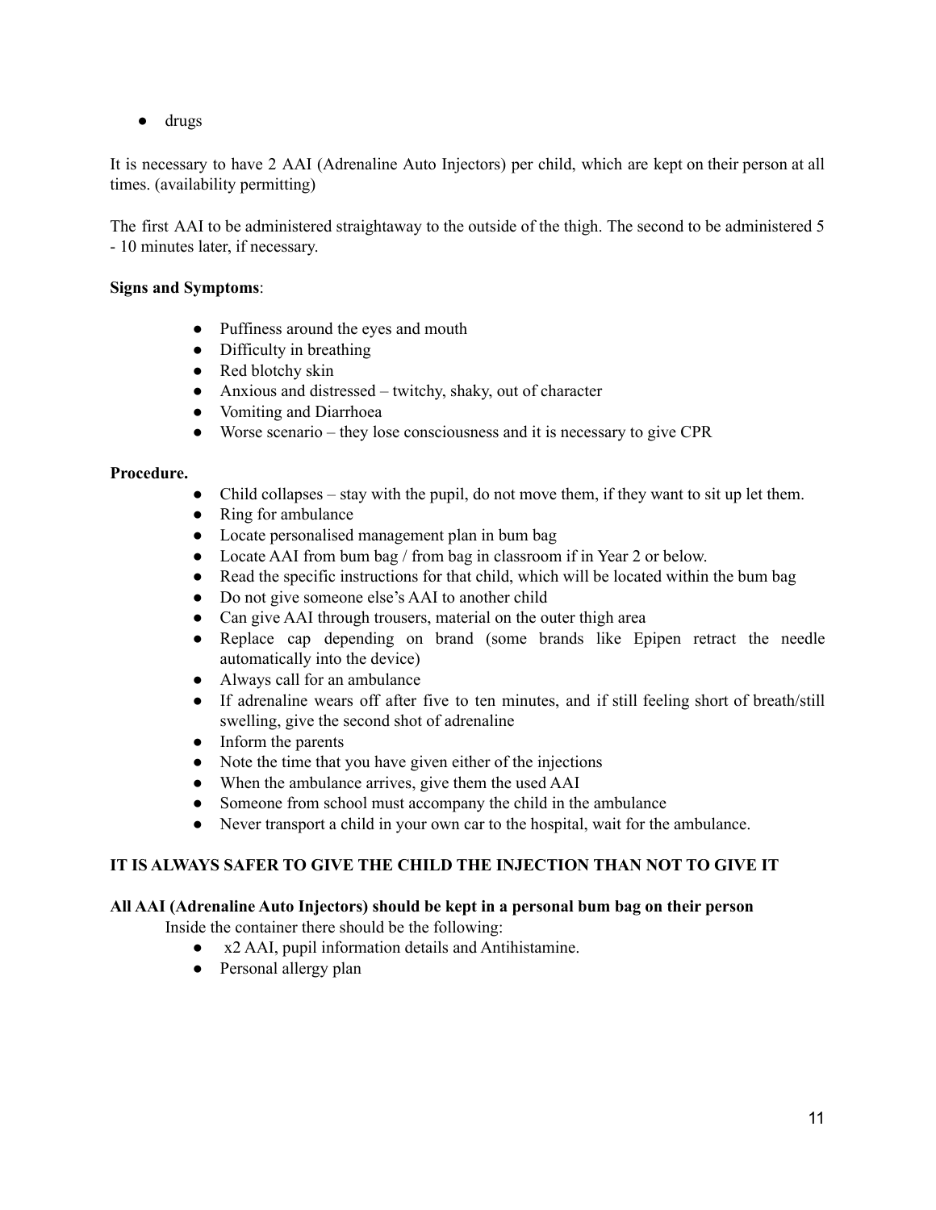- drugs

It is necessary to have 2 AAI (Adrenaline Auto Injectors) per child, which are kept on their person at all times. (availability permitting)

The first AAI to be administered straightaway to the outside of the thigh. The second to be administered 5 - 10 minutes later, if necessary.

**Signs and Symptoms**:

- Puffiness around the eyes and mouth
- Difficulty in breathing
- Red blotchy skin
- Anxious and distressed – twitchy, shaky, out of character
- Vomiting and Diarrhoea
- Worse scenario – they lose consciousness and it is necessary to give CPR

**Procedure.**

- Child collapses – stay with the pupil, do not move them, if they want to sit up let them.
- Ring for ambulance
- Locate personalised management plan in bum bag
- Locate AAI from bum bag / from bag in classroom if in Year 2 or below.
- Read the specific instructions for that child, which will be located within the bum bag
- Do not give someone else's AAI to another child
- Can give AAI through trousers, material on the outer thigh area
- Replace cap depending on brand (some brands like Epipen retract the needle automatically into the device)
- Always call for an ambulance
- If adrenaline wears off after five to ten minutes, and if still feeling short of breath/still swelling, give the second shot of adrenaline
- Inform the parents
- Note the time that you have given either of the injections
- When the ambulance arrives, give them the used AAI
- Someone from school must accompany the child in the ambulance
- Never transport a child in your own car to the hospital, wait for the ambulance.

**IT IS ALWAYS SAFER TO GIVE THE CHILD THE INJECTION THAN NOT TO GIVE IT**

**All AAI (Adrenaline Auto Injectors) should be kept in a personal bum bag on their person**

Inside the container there should be the following:

- x2 AAI, pupil information details and Antihistamine.
- Personal allergy plan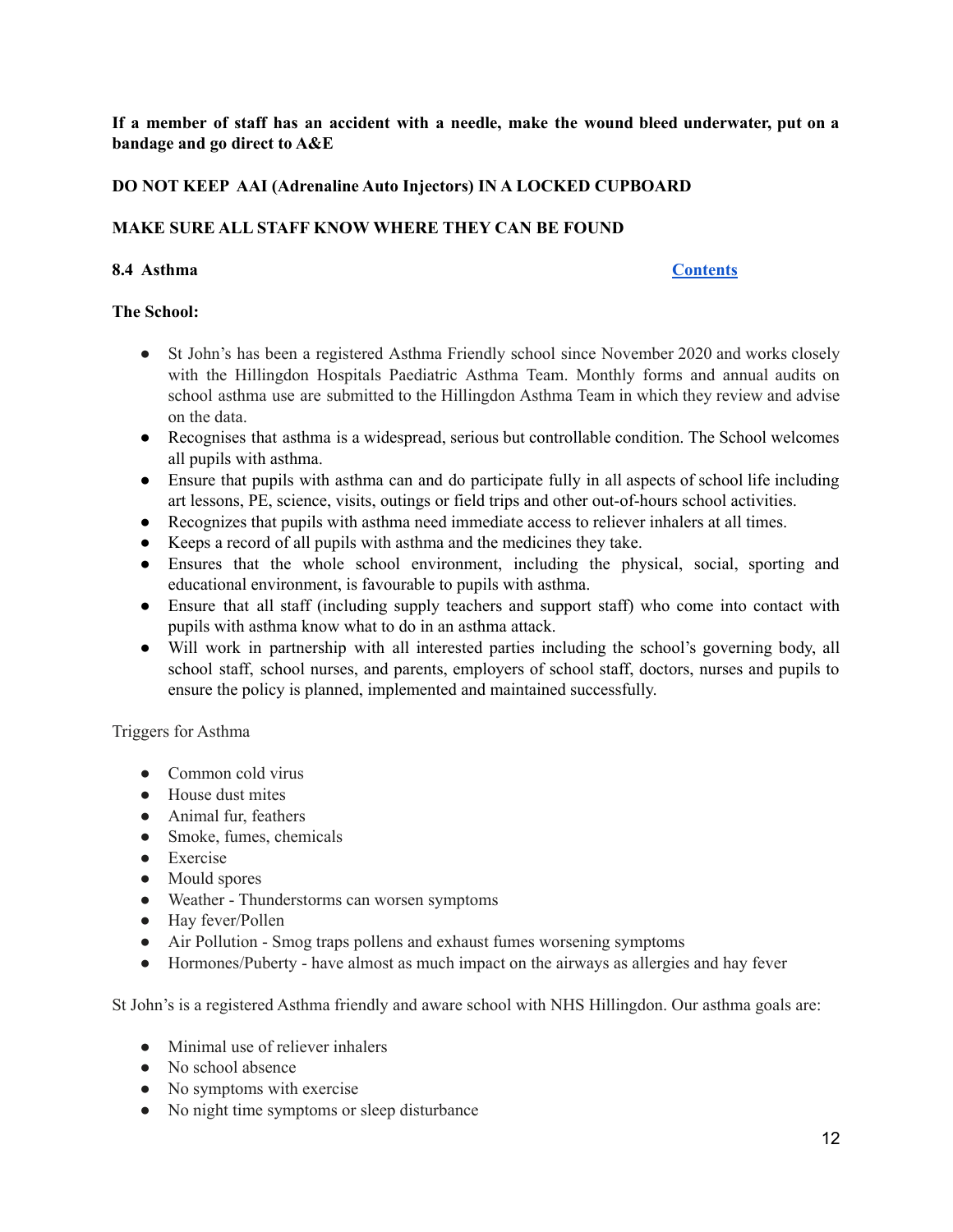**If a member of staff has an accident with a needle, make the wound bleed underwater, put on a bandage and go direct to A&E**

**DO NOT KEEP AAI (Adrenaline Auto Injectors) IN A LOCKED CUPBOARD**

**MAKE SURE ALL STAFF KNOW WHERE THEY CAN BE FOUND**

### 8.4 Asthma

[Contents]

**The School:**

- St John's has been a registered Asthma Friendly school since November 2020 and works closely with the Hillingdon Hospitals Paediatric Asthma Team. Monthly forms and annual audits on school asthma use are submitted to the Hillingdon Asthma Team in which they review and advise on the data.
- Recognises that asthma is a widespread, serious but controllable condition. The School welcomes all pupils with asthma.
- Ensure that pupils with asthma can and do participate fully in all aspects of school life including art lessons, PE, science, visits, outings or field trips and other out-of-hours school activities.
- Recognizes that pupils with asthma need immediate access to reliever inhalers at all times.
- Keeps a record of all pupils with asthma and the medicines they take.
- Ensures that the whole school environment, including the physical, social, sporting and educational environment, is favourable to pupils with asthma.
- Ensure that all staff (including supply teachers and support staff) who come into contact with pupils with asthma know what to do in an asthma attack.
- Will work in partnership with all interested parties including the school's governing body, all school staff, school nurses, and parents, employers of school staff, doctors, nurses and pupils to ensure the policy is planned, implemented and maintained successfully.

Triggers for Asthma

- Common cold virus
- House dust mites
- Animal fur, feathers
- Smoke, fumes, chemicals
- Exercise
- Mould spores
- Weather - Thunderstorms can worsen symptoms
- Hay fever/Pollen
- Air Pollution - Smog traps pollens and exhaust fumes worsening symptoms
- Hormones/Puberty - have almost as much impact on the airways as allergies and hay fever

St John's is a registered Asthma friendly and aware school with NHS Hillingdon. Our asthma goals are:

- Minimal use of reliever inhalers
- No school absence
- No symptoms with exercise
- No night time symptoms or sleep disturbance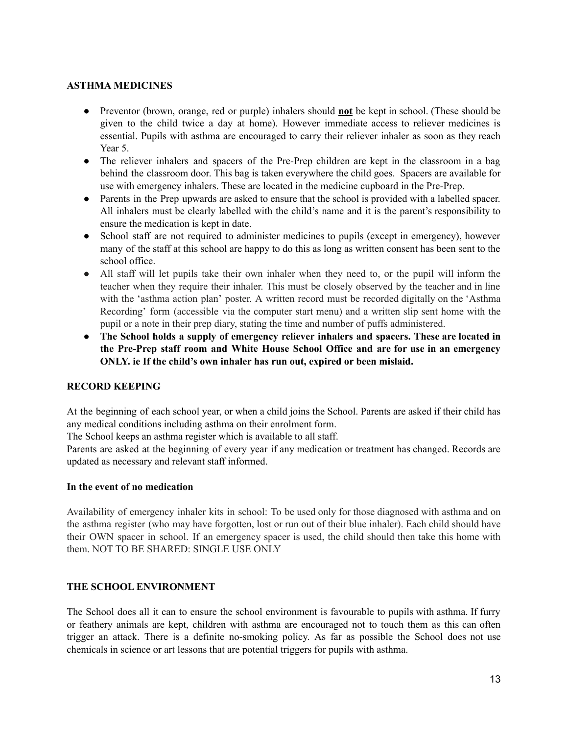**ASTHMA MEDICINES**

- Preventor (brown, orange, red or purple) inhalers should **not** be kept in school. (These should be given to the child twice a day at home). However immediate access to reliever medicines is essential. Pupils with asthma are encouraged to carry their reliever inhaler as soon as they reach Year 5.
- The reliever inhalers and spacers of the Pre-Prep children are kept in the classroom in a bag behind the classroom door. This bag is taken everywhere the child goes. Spacers are available for use with emergency inhalers. These are located in the medicine cupboard in the Pre-Prep.
- Parents in the Prep upwards are asked to ensure that the school is provided with a labelled spacer. All inhalers must be clearly labelled with the child's name and it is the parent's responsibility to ensure the medication is kept in date.
- School staff are not required to administer medicines to pupils (except in emergency), however many of the staff at this school are happy to do this as long as written consent has been sent to the school office.
- All staff will let pupils take their own inhaler when they need to, or the pupil will inform the teacher when they require their inhaler. This must be closely observed by the teacher and in line with the 'asthma action plan' poster. A written record must be recorded digitally on the 'Asthma Recording' form (accessible via the computer start menu) and a written slip sent home with the pupil or a note in their prep diary, stating the time and number of puffs administered.
- **The School holds a supply of emergency reliever inhalers and spacers. These are located in the Pre-Prep staff room and White House School Office and are for use in an emergency ONLY. ie If the child's own inhaler has run out, expired or been mislaid.**

**RECORD KEEPING**

At the beginning of each school year, or when a child joins the School. Parents are asked if their child has any medical conditions including asthma on their enrolment form.
The School keeps an asthma register which is available to all staff.
Parents are asked at the beginning of every year if any medication or treatment has changed. Records are updated as necessary and relevant staff informed.

**In the event of no medication**

Availability of emergency inhaler kits in school: To be used only for those diagnosed with asthma and on the asthma register (who may have forgotten, lost or run out of their blue inhaler). Each child should have their OWN spacer in school. If an emergency spacer is used, the child should then take this home with them. NOT TO BE SHARED: SINGLE USE ONLY

**THE SCHOOL ENVIRONMENT**

The School does all it can to ensure the school environment is favourable to pupils with asthma. If furry or feathery animals are kept, children with asthma are encouraged not to touch them as this can often trigger an attack. There is a definite no-smoking policy. As far as possible the School does not use chemicals in science or art lessons that are potential triggers for pupils with asthma.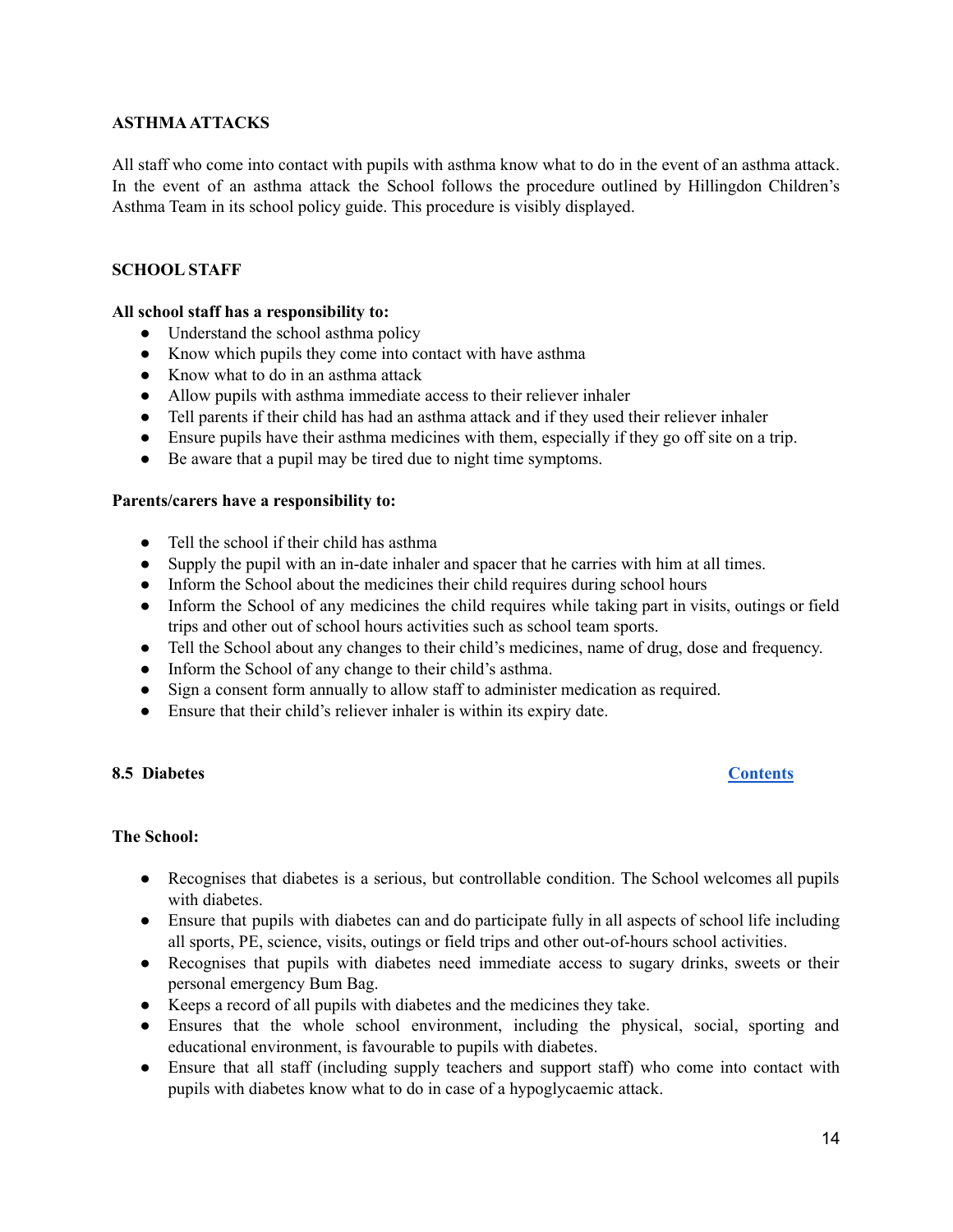**ASTHMA ATTACKS**

All staff who come into contact with pupils with asthma know what to do in the event of an asthma attack. In the event of an asthma attack the School follows the procedure outlined by Hillingdon Children's Asthma Team in its school policy guide. This procedure is visibly displayed.

**SCHOOL STAFF**

**All school staff has a responsibility to:**

- Understand the school asthma policy
- Know which pupils they come into contact with have asthma
- Know what to do in an asthma attack
- Allow pupils with asthma immediate access to their reliever inhaler
- Tell parents if their child has had an asthma attack and if they used their reliever inhaler
- Ensure pupils have their asthma medicines with them, especially if they go off site on a trip.
- Be aware that a pupil may be tired due to night time symptoms.

**Parents/carers have a responsibility to:**

- Tell the school if their child has asthma
- Supply the pupil with an in-date inhaler and spacer that he carries with him at all times.
- Inform the School about the medicines their child requires during school hours
- Inform the School of any medicines the child requires while taking part in visits, outings or field trips and other out of school hours activities such as school team sports.
- Tell the School about any changes to their child's medicines, name of drug, dose and frequency.
- Inform the School of any change to their child's asthma.
- Sign a consent form annually to allow staff to administer medication as required.
- Ensure that their child's reliever inhaler is within its expiry date.

### 8.5 Diabetes

[Contents]

**The School:**

- Recognises that diabetes is a serious, but controllable condition. The School welcomes all pupils with diabetes.
- Ensure that pupils with diabetes can and do participate fully in all aspects of school life including all sports, PE, science, visits, outings or field trips and other out-of-hours school activities.
- Recognises that pupils with diabetes need immediate access to sugary drinks, sweets or their personal emergency Bum Bag.
- Keeps a record of all pupils with diabetes and the medicines they take.
- Ensures that the whole school environment, including the physical, social, sporting and educational environment, is favourable to pupils with diabetes.
- Ensure that all staff (including supply teachers and support staff) who come into contact with pupils with diabetes know what to do in case of a hypoglycaemic attack.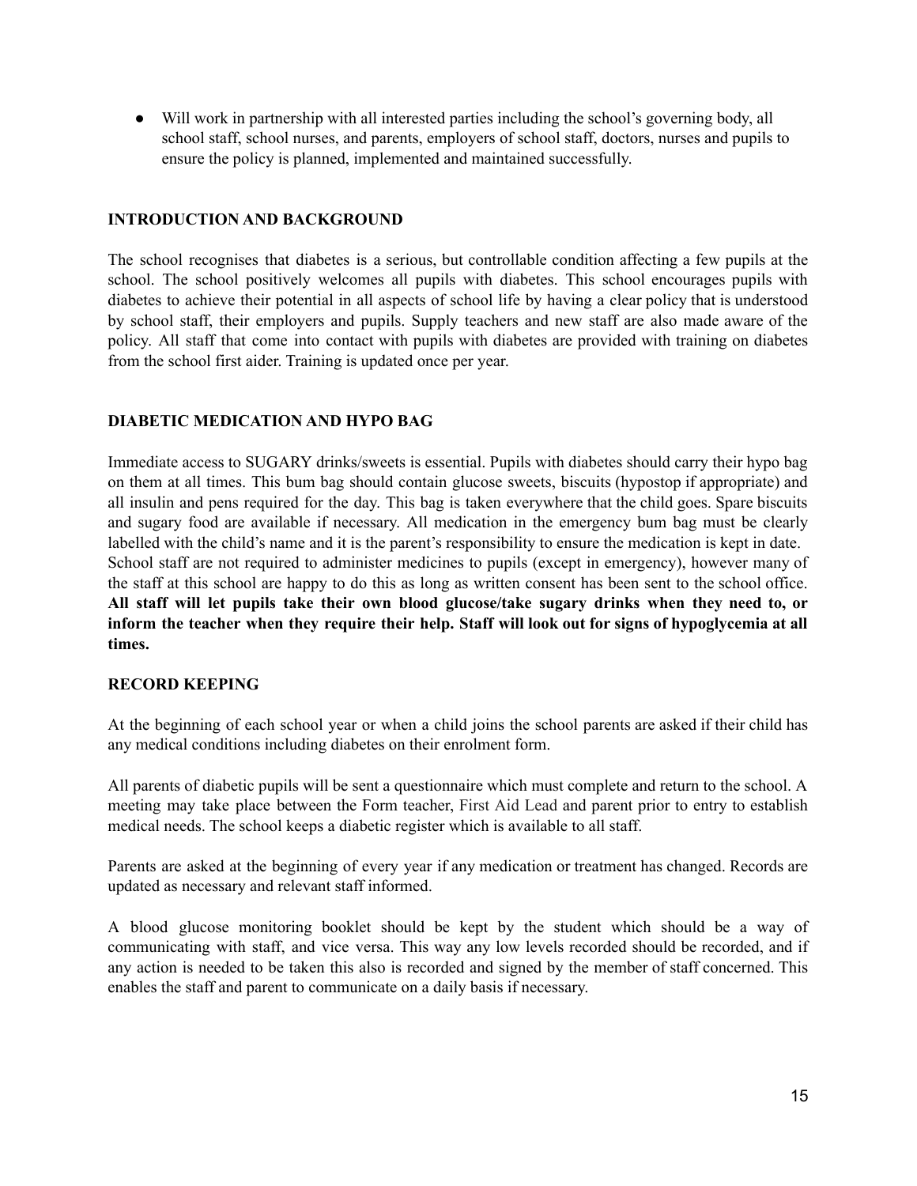- Will work in partnership with all interested parties including the school's governing body, all school staff, school nurses, and parents, employers of school staff, doctors, nurses and pupils to ensure the policy is planned, implemented and maintained successfully.

**INTRODUCTION AND BACKGROUND**

The school recognises that diabetes is a serious, but controllable condition affecting a few pupils at the school. The school positively welcomes all pupils with diabetes. This school encourages pupils with diabetes to achieve their potential in all aspects of school life by having a clear policy that is understood by school staff, their employers and pupils. Supply teachers and new staff are also made aware of the policy. All staff that come into contact with pupils with diabetes are provided with training on diabetes from the school first aider. Training is updated once per year.

**DIABETIC MEDICATION AND HYPO BAG**

Immediate access to SUGARY drinks/sweets is essential. Pupils with diabetes should carry their hypo bag on them at all times. This bum bag should contain glucose sweets, biscuits (hypostop if appropriate) and all insulin and pens required for the day. This bag is taken everywhere that the child goes. Spare biscuits and sugary food are available if necessary. All medication in the emergency bum bag must be clearly labelled with the child's name and it is the parent's responsibility to ensure the medication is kept in date. School staff are not required to administer medicines to pupils (except in emergency), however many of the staff at this school are happy to do this as long as written consent has been sent to the school office. **All staff will let pupils take their own blood glucose/take sugary drinks when they need to, or inform the teacher when they require their help. Staff will look out for signs of hypoglycemia at all times.**

**RECORD KEEPING**

At the beginning of each school year or when a child joins the school parents are asked if their child has any medical conditions including diabetes on their enrolment form.

All parents of diabetic pupils will be sent a questionnaire which must complete and return to the school. A meeting may take place between the Form teacher, First Aid Lead and parent prior to entry to establish medical needs. The school keeps a diabetic register which is available to all staff.

Parents are asked at the beginning of every year if any medication or treatment has changed. Records are updated as necessary and relevant staff informed.

A blood glucose monitoring booklet should be kept by the student which should be a way of communicating with staff, and vice versa. This way any low levels recorded should be recorded, and if any action is needed to be taken this also is recorded and signed by the member of staff concerned. This enables the staff and parent to communicate on a daily basis if necessary.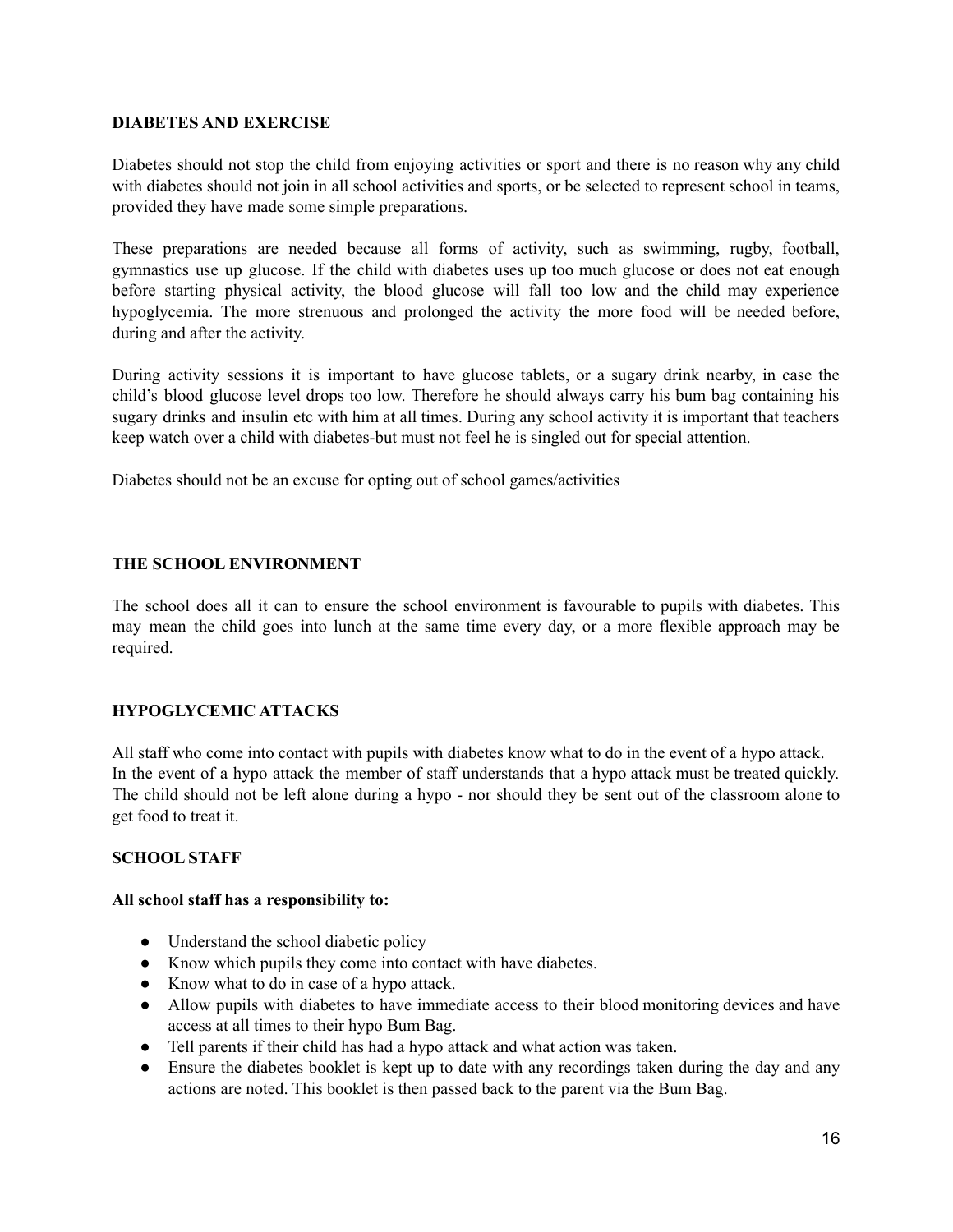**DIABETES AND EXERCISE**

Diabetes should not stop the child from enjoying activities or sport and there is no reason why any child with diabetes should not join in all school activities and sports, or be selected to represent school in teams, provided they have made some simple preparations.

These preparations are needed because all forms of activity, such as swimming, rugby, football, gymnastics use up glucose. If the child with diabetes uses up too much glucose or does not eat enough before starting physical activity, the blood glucose will fall too low and the child may experience hypoglycemia. The more strenuous and prolonged the activity the more food will be needed before, during and after the activity.

During activity sessions it is important to have glucose tablets, or a sugary drink nearby, in case the child's blood glucose level drops too low. Therefore he should always carry his bum bag containing his sugary drinks and insulin etc with him at all times. During any school activity it is important that teachers keep watch over a child with diabetes-but must not feel he is singled out for special attention.

Diabetes should not be an excuse for opting out of school games/activities

**THE SCHOOL ENVIRONMENT**

The school does all it can to ensure the school environment is favourable to pupils with diabetes. This may mean the child goes into lunch at the same time every day, or a more flexible approach may be required.

**HYPOGLYCEMIC ATTACKS**

All staff who come into contact with pupils with diabetes know what to do in the event of a hypo attack. In the event of a hypo attack the member of staff understands that a hypo attack must be treated quickly. The child should not be left alone during a hypo - nor should they be sent out of the classroom alone to get food to treat it.

**SCHOOL STAFF**

**All school staff has a responsibility to:**

- Understand the school diabetic policy
- Know which pupils they come into contact with have diabetes.
- Know what to do in case of a hypo attack.
- Allow pupils with diabetes to have immediate access to their blood monitoring devices and have access at all times to their hypo Bum Bag.
- Tell parents if their child has had a hypo attack and what action was taken.
- Ensure the diabetes booklet is kept up to date with any recordings taken during the day and any actions are noted. This booklet is then passed back to the parent via the Bum Bag.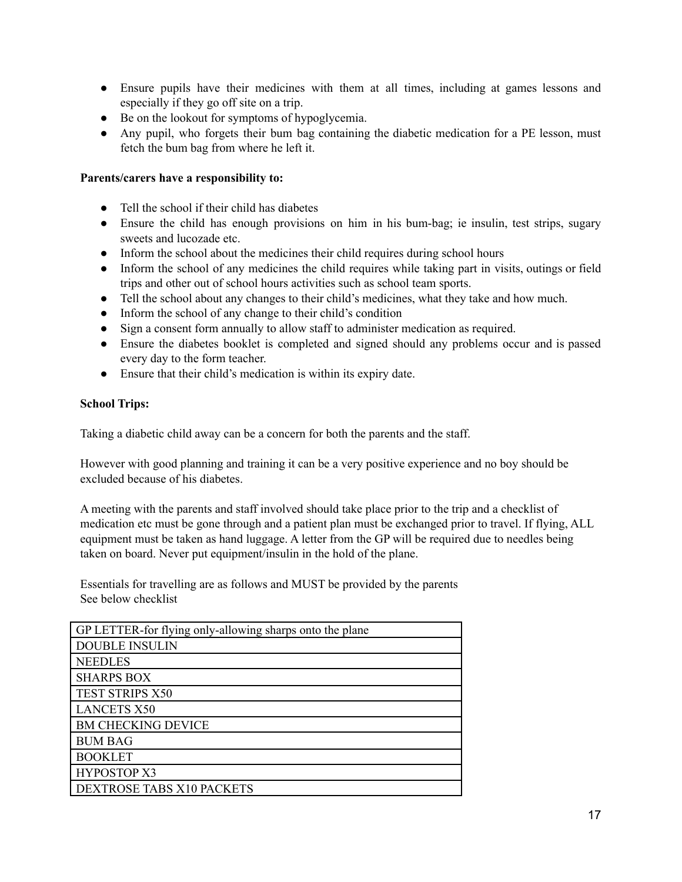- Ensure pupils have their medicines with them at all times, including at games lessons and especially if they go off site on a trip.
- Be on the lookout for symptoms of hypoglycemia.
- Any pupil, who forgets their bum bag containing the diabetic medication for a PE lesson, must fetch the bum bag from where he left it.

**Parents/carers have a responsibility to:**

- Tell the school if their child has diabetes
- Ensure the child has enough provisions on him in his bum-bag; ie insulin, test strips, sugary sweets and lucozade etc.
- Inform the school about the medicines their child requires during school hours
- Inform the school of any medicines the child requires while taking part in visits, outings or field trips and other out of school hours activities such as school team sports.
- Tell the school about any changes to their child's medicines, what they take and how much.
- Inform the school of any change to their child's condition
- Sign a consent form annually to allow staff to administer medication as required.
- Ensure the diabetes booklet is completed and signed should any problems occur and is passed every day to the form teacher.
- Ensure that their child's medication is within its expiry date.

**School Trips:**

Taking a diabetic child away can be a concern for both the parents and the staff.

However with good planning and training it can be a very positive experience and no boy should be excluded because of his diabetes.

A meeting with the parents and staff involved should take place prior to the trip and a checklist of medication etc must be gone through and a patient plan must be exchanged prior to travel. If flying, ALL equipment must be taken as hand luggage. A letter from the GP will be required due to needles being taken on board. Never put equipment/insulin in the hold of the plane.

Essentials for travelling are as follows and MUST be provided by the parents
See below checklist

| GP LETTER-for flying only-allowing sharps onto the plane |
|---|
| DOUBLE INSULIN |
| NEEDLES |
| SHARPS BOX |
| TEST STRIPS X50 |
| LANCETS X50 |
| BM CHECKING DEVICE |
| BUM BAG |
| BOOKLET |
| HYPOSTOP X3 |
| DEXTROSE TABS X10 PACKETS |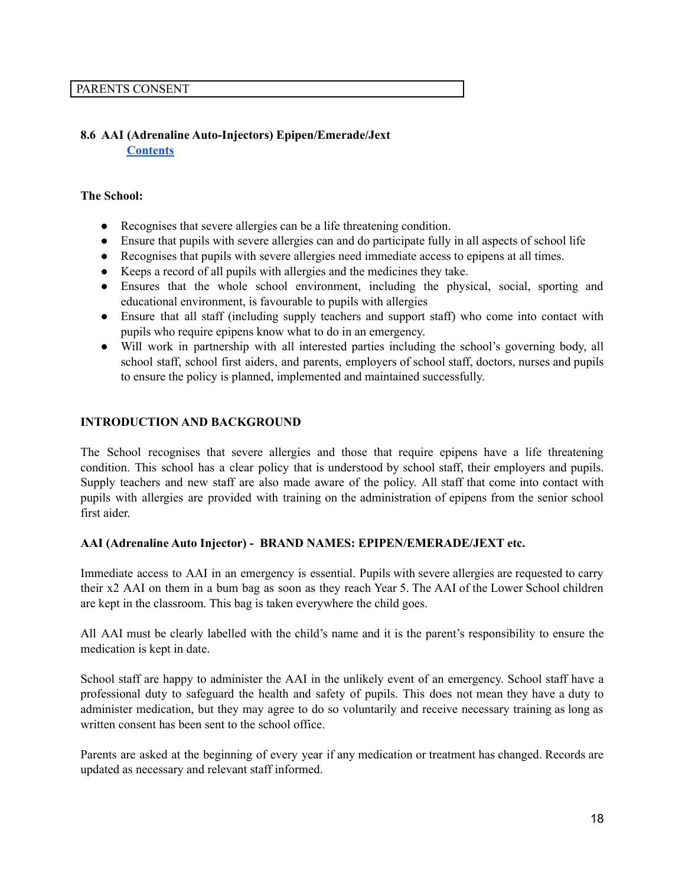| PARENTS CONSENT |
|---|

### 8.6 AAI (Adrenaline Auto-Injectors) Epipen/Emerade/Jext

[Contents]

**The School:**

- Recognises that severe allergies can be a life threatening condition.
- Ensure that pupils with severe allergies can and do participate fully in all aspects of school life
- Recognises that pupils with severe allergies need immediate access to epipens at all times.
- Keeps a record of all pupils with allergies and the medicines they take.
- Ensures that the whole school environment, including the physical, social, sporting and educational environment, is favourable to pupils with allergies
- Ensure that all staff (including supply teachers and support staff) who come into contact with pupils who require epipens know what to do in an emergency.
- Will work in partnership with all interested parties including the school's governing body, all school staff, school first aiders, and parents, employers of school staff, doctors, nurses and pupils to ensure the policy is planned, implemented and maintained successfully.

**INTRODUCTION AND BACKGROUND**

The School recognises that severe allergies and those that require epipens have a life threatening condition. This school has a clear policy that is understood by school staff, their employers and pupils. Supply teachers and new staff are also made aware of the policy. All staff that come into contact with pupils with allergies are provided with training on the administration of epipens from the senior school first aider.

**AAI (Adrenaline Auto Injector) - BRAND NAMES: EPIPEN/EMERADE/JEXT etc.**

Immediate access to AAI in an emergency is essential. Pupils with severe allergies are requested to carry their x2 AAI on them in a bum bag as soon as they reach Year 5. The AAI of the Lower School children are kept in the classroom. This bag is taken everywhere the child goes.

All AAI must be clearly labelled with the child's name and it is the parent's responsibility to ensure the medication is kept in date.

School staff are happy to administer the AAI in the unlikely event of an emergency. School staff have a professional duty to safeguard the health and safety of pupils. This does not mean they have a duty to administer medication, but they may agree to do so voluntarily and receive necessary training as long as written consent has been sent to the school office.

Parents are asked at the beginning of every year if any medication or treatment has changed. Records are updated as necessary and relevant staff informed.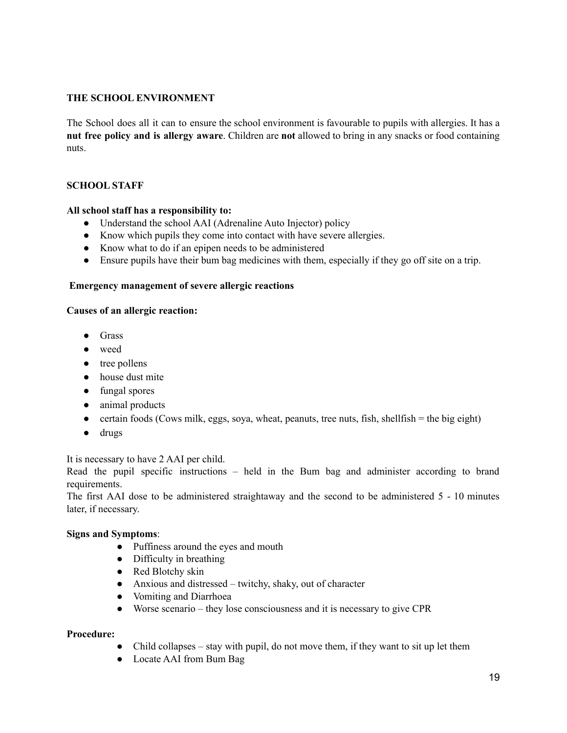**THE SCHOOL ENVIRONMENT**

The School does all it can to ensure the school environment is favourable to pupils with allergies. It has a **nut free policy and is allergy aware**. Children are **not** allowed to bring in any snacks or food containing nuts.

**SCHOOL STAFF**

**All school staff has a responsibility to:**

- Understand the school AAI (Adrenaline Auto Injector) policy
- Know which pupils they come into contact with have severe allergies.
- Know what to do if an epipen needs to be administered
- Ensure pupils have their bum bag medicines with them, especially if they go off site on a trip.

**Emergency management of severe allergic reactions**

**Causes of an allergic reaction:**

- Grass
- weed
- tree pollens
- house dust mite
- fungal spores
- animal products
- certain foods (Cows milk, eggs, soya, wheat, peanuts, tree nuts, fish, shellfish = the big eight)
- drugs

It is necessary to have 2 AAI per child.
Read the pupil specific instructions – held in the Bum bag and administer according to brand requirements.
The first AAI dose to be administered straightaway and the second to be administered 5 - 10 minutes later, if necessary.

**Signs and Symptoms**:

- Puffiness around the eyes and mouth
- Difficulty in breathing
- Red Blotchy skin
- Anxious and distressed – twitchy, shaky, out of character
- Vomiting and Diarrhoea
- Worse scenario – they lose consciousness and it is necessary to give CPR

**Procedure:**

- Child collapses – stay with pupil, do not move them, if they want to sit up let them
- Locate AAI from Bum Bag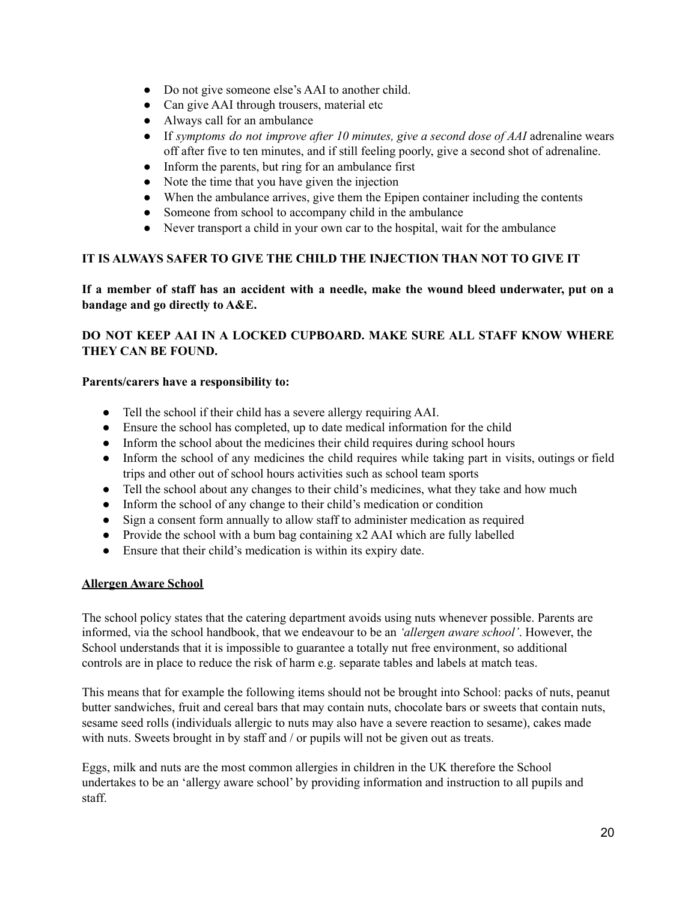- Do not give someone else's AAI to another child.
- Can give AAI through trousers, material etc
- Always call for an ambulance
- If *symptoms do not improve after 10 minutes, give a second dose of AAI* adrenaline wears off after five to ten minutes, and if still feeling poorly, give a second shot of adrenaline.
- Inform the parents, but ring for an ambulance first
- Note the time that you have given the injection
- When the ambulance arrives, give them the Epipen container including the contents
- Someone from school to accompany child in the ambulance
- Never transport a child in your own car to the hospital, wait for the ambulance

**IT IS ALWAYS SAFER TO GIVE THE CHILD THE INJECTION THAN NOT TO GIVE IT**

**If a member of staff has an accident with a needle, make the wound bleed underwater, put on a bandage and go directly to A&E.**

**DO NOT KEEP AAI IN A LOCKED CUPBOARD. MAKE SURE ALL STAFF KNOW WHERE THEY CAN BE FOUND.**

**Parents/carers have a responsibility to:**

- Tell the school if their child has a severe allergy requiring AAI.
- Ensure the school has completed, up to date medical information for the child
- Inform the school about the medicines their child requires during school hours
- Inform the school of any medicines the child requires while taking part in visits, outings or field trips and other out of school hours activities such as school team sports
- Tell the school about any changes to their child's medicines, what they take and how much
- Inform the school of any change to their child's medication or condition
- Sign a consent form annually to allow staff to administer medication as required
- Provide the school with a bum bag containing x2 AAI which are fully labelled
- Ensure that their child's medication is within its expiry date.

<u>**Allergen Aware School**</u>

The school policy states that the catering department avoids using nuts whenever possible. Parents are informed, via the school handbook, that we endeavour to be an *'allergen aware school'*. However, the School understands that it is impossible to guarantee a totally nut free environment, so additional controls are in place to reduce the risk of harm e.g. separate tables and labels at match teas.

This means that for example the following items should not be brought into School: packs of nuts, peanut butter sandwiches, fruit and cereal bars that may contain nuts, chocolate bars or sweets that contain nuts, sesame seed rolls (individuals allergic to nuts may also have a severe reaction to sesame), cakes made with nuts. Sweets brought in by staff and / or pupils will not be given out as treats.

Eggs, milk and nuts are the most common allergies in children in the UK therefore the School undertakes to be an 'allergy aware school' by providing information and instruction to all pupils and staff.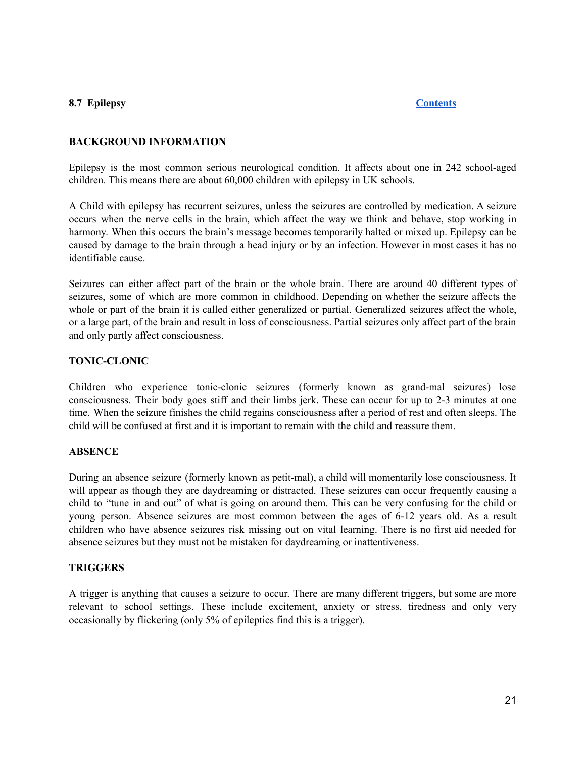## 8.7 Epilepsy

[Contents]

### BACKGROUND INFORMATION

Epilepsy is the most common serious neurological condition. It affects about one in 242 school-aged children. This means there are about 60,000 children with epilepsy in UK schools.

A Child with epilepsy has recurrent seizures, unless the seizures are controlled by medication. A seizure occurs when the nerve cells in the brain, which affect the way we think and behave, stop working in harmony. When this occurs the brain's message becomes temporarily halted or mixed up. Epilepsy can be caused by damage to the brain through a head injury or by an infection. However in most cases it has no identifiable cause.

Seizures can either affect part of the brain or the whole brain. There are around 40 different types of seizures, some of which are more common in childhood. Depending on whether the seizure affects the whole or part of the brain it is called either generalized or partial. Generalized seizures affect the whole, or a large part, of the brain and result in loss of consciousness. Partial seizures only affect part of the brain and only partly affect consciousness.

### TONIC-CLONIC

Children who experience tonic-clonic seizures (formerly known as grand-mal seizures) lose consciousness. Their body goes stiff and their limbs jerk. These can occur for up to 2-3 minutes at one time. When the seizure finishes the child regains consciousness after a period of rest and often sleeps. The child will be confused at first and it is important to remain with the child and reassure them.

### ABSENCE

During an absence seizure (formerly known as petit-mal), a child will momentarily lose consciousness. It will appear as though they are daydreaming or distracted. These seizures can occur frequently causing a child to "tune in and out" of what is going on around them. This can be very confusing for the child or young person. Absence seizures are most common between the ages of 6-12 years old. As a result children who have absence seizures risk missing out on vital learning. There is no first aid needed for absence seizures but they must not be mistaken for daydreaming or inattentiveness.

### TRIGGERS

A trigger is anything that causes a seizure to occur. There are many different triggers, but some are more relevant to school settings. These include excitement, anxiety or stress, tiredness and only very occasionally by flickering (only 5% of epileptics find this is a trigger).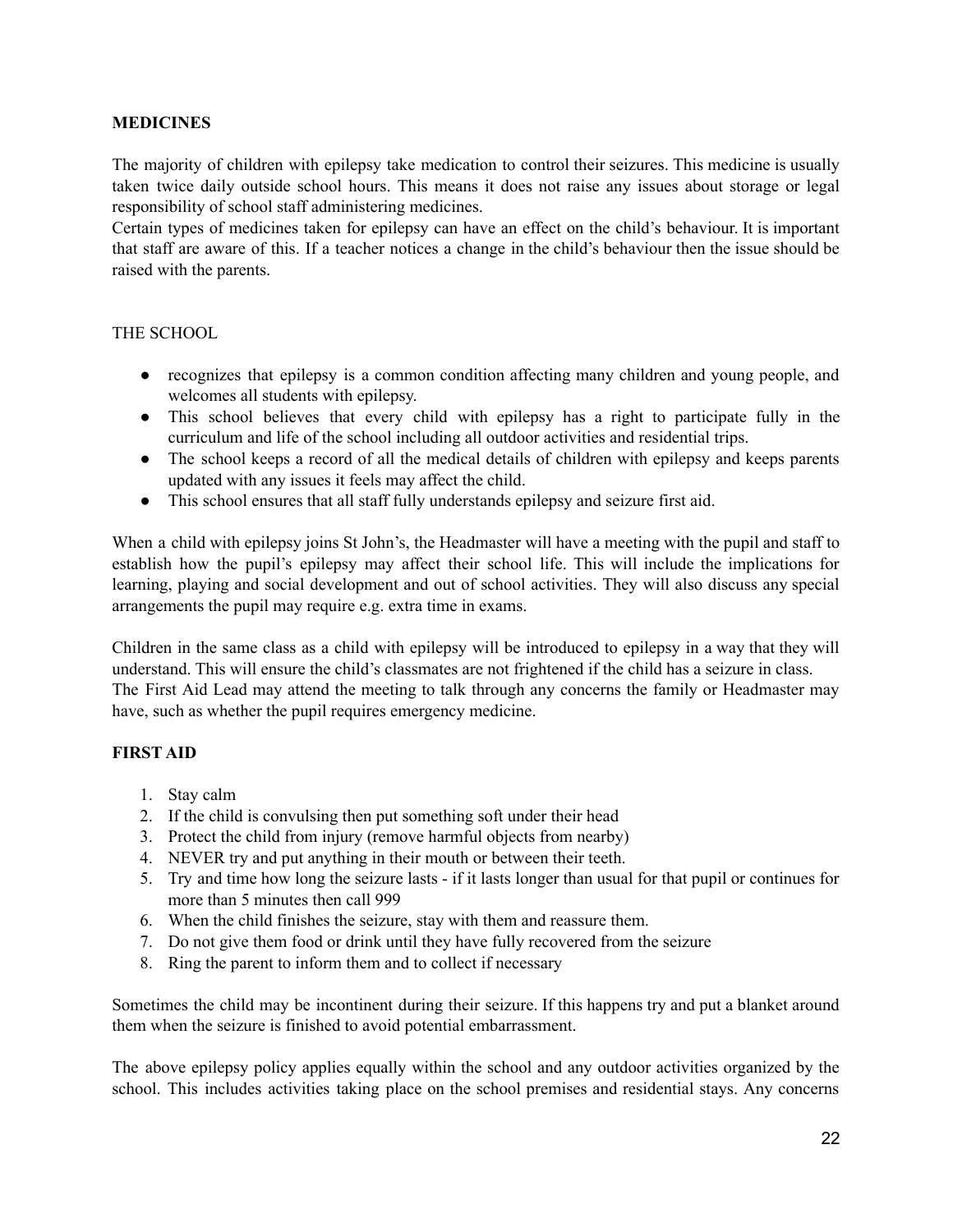**MEDICINES**

The majority of children with epilepsy take medication to control their seizures. This medicine is usually taken twice daily outside school hours. This means it does not raise any issues about storage or legal responsibility of school staff administering medicines.
Certain types of medicines taken for epilepsy can have an effect on the child's behaviour. It is important that staff are aware of this. If a teacher notices a change in the child's behaviour then the issue should be raised with the parents.

THE SCHOOL

- recognizes that epilepsy is a common condition affecting many children and young people, and welcomes all students with epilepsy.
- This school believes that every child with epilepsy has a right to participate fully in the curriculum and life of the school including all outdoor activities and residential trips.
- The school keeps a record of all the medical details of children with epilepsy and keeps parents updated with any issues it feels may affect the child.
- This school ensures that all staff fully understands epilepsy and seizure first aid.

When a child with epilepsy joins St John's, the Headmaster will have a meeting with the pupil and staff to establish how the pupil's epilepsy may affect their school life. This will include the implications for learning, playing and social development and out of school activities. They will also discuss any special arrangements the pupil may require e.g. extra time in exams.

Children in the same class as a child with epilepsy will be introduced to epilepsy in a way that they will understand. This will ensure the child's classmates are not frightened if the child has a seizure in class.
The First Aid Lead may attend the meeting to talk through any concerns the family or Headmaster may have, such as whether the pupil requires emergency medicine.

**FIRST AID**

1. Stay calm
2. If the child is convulsing then put something soft under their head
3. Protect the child from injury (remove harmful objects from nearby)
4. NEVER try and put anything in their mouth or between their teeth.
5. Try and time how long the seizure lasts - if it lasts longer than usual for that pupil or continues for more than 5 minutes then call 999
6. When the child finishes the seizure, stay with them and reassure them.
7. Do not give them food or drink until they have fully recovered from the seizure
8. Ring the parent to inform them and to collect if necessary

Sometimes the child may be incontinent during their seizure. If this happens try and put a blanket around them when the seizure is finished to avoid potential embarrassment.

The above epilepsy policy applies equally within the school and any outdoor activities organized by the school. This includes activities taking place on the school premises and residential stays. Any concerns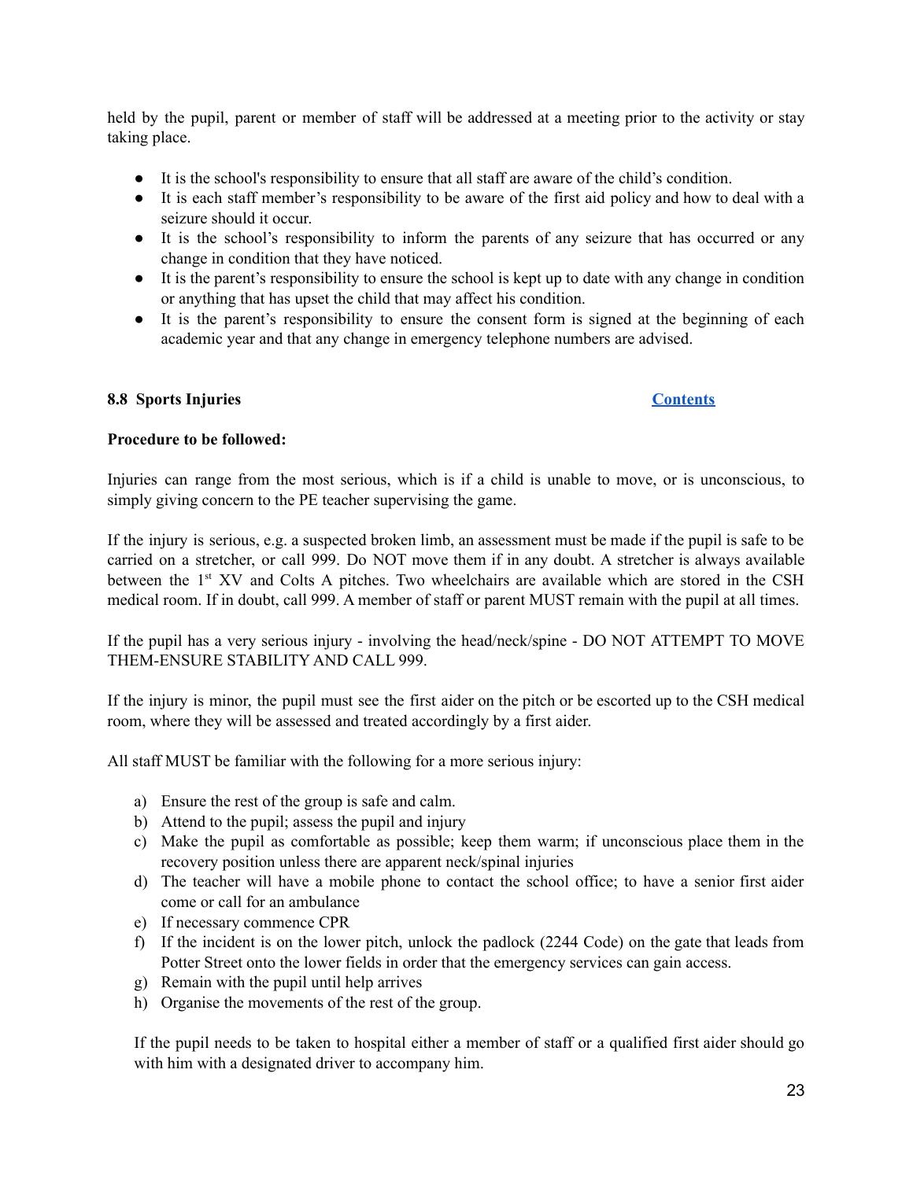held by the pupil, parent or member of staff will be addressed at a meeting prior to the activity or stay taking place.

- It is the school's responsibility to ensure that all staff are aware of the child's condition.
- It is each staff member's responsibility to be aware of the first aid policy and how to deal with a seizure should it occur.
- It is the school's responsibility to inform the parents of any seizure that has occurred or any change in condition that they have noticed.
- It is the parent's responsibility to ensure the school is kept up to date with any change in condition or anything that has upset the child that may affect his condition.
- It is the parent's responsibility to ensure the consent form is signed at the beginning of each academic year and that any change in emergency telephone numbers are advised.

### 8.8 Sports Injuries

[Contents]

**Procedure to be followed:**

Injuries can range from the most serious, which is if a child is unable to move, or is unconscious, to simply giving concern to the PE teacher supervising the game.

If the injury is serious, e.g. a suspected broken limb, an assessment must be made if the pupil is safe to be carried on a stretcher, or call 999. Do NOT move them if in any doubt. A stretcher is always available between the 1st XV and Colts A pitches. Two wheelchairs are available which are stored in the CSH medical room. If in doubt, call 999. A member of staff or parent MUST remain with the pupil at all times.

If the pupil has a very serious injury - involving the head/neck/spine - DO NOT ATTEMPT TO MOVE THEM-ENSURE STABILITY AND CALL 999.

If the injury is minor, the pupil must see the first aider on the pitch or be escorted up to the CSH medical room, where they will be assessed and treated accordingly by a first aider.

All staff MUST be familiar with the following for a more serious injury:

a) Ensure the rest of the group is safe and calm.
b) Attend to the pupil; assess the pupil and injury
c) Make the pupil as comfortable as possible; keep them warm; if unconscious place them in the recovery position unless there are apparent neck/spinal injuries
d) The teacher will have a mobile phone to contact the school office; to have a senior first aider come or call for an ambulance
e) If necessary commence CPR
f) If the incident is on the lower pitch, unlock the padlock (2244 Code) on the gate that leads from Potter Street onto the lower fields in order that the emergency services can gain access.
g) Remain with the pupil until help arrives
h) Organise the movements of the rest of the group.

If the pupil needs to be taken to hospital either a member of staff or a qualified first aider should go with him with a designated driver to accompany him.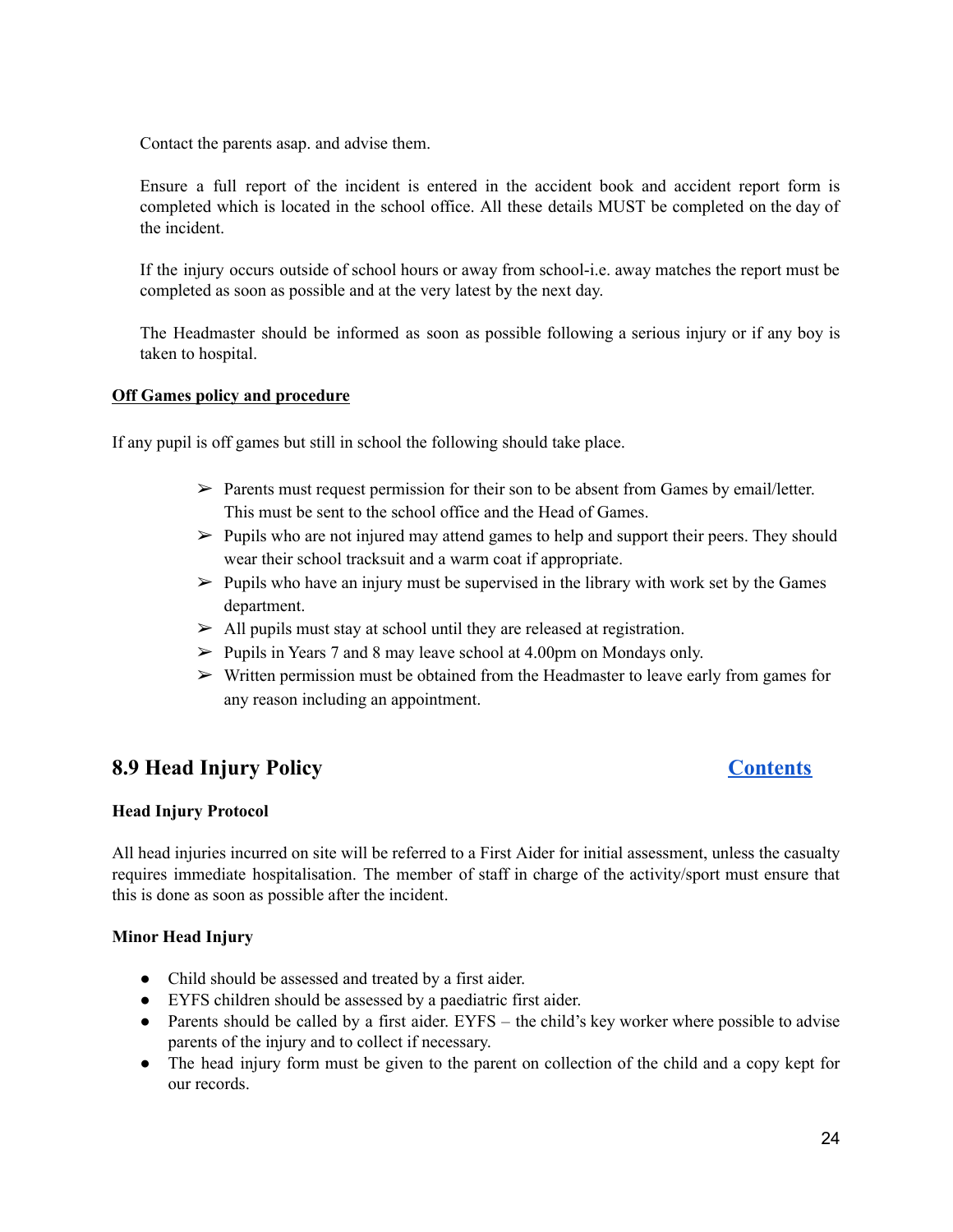Contact the parents asap. and advise them.

Ensure a full report of the incident is entered in the accident book and accident report form is completed which is located in the school office. All these details MUST be completed on the day of the incident.

If the injury occurs outside of school hours or away from school-i.e. away matches the report must be completed as soon as possible and at the very latest by the next day.

The Headmaster should be informed as soon as possible following a serious injury or if any boy is taken to hospital.

**Off Games policy and procedure**

If any pupil is off games but still in school the following should take place.

- Parents must request permission for their son to be absent from Games by email/letter. This must be sent to the school office and the Head of Games.
- Pupils who are not injured may attend games to help and support their peers. They should wear their school tracksuit and a warm coat if appropriate.
- Pupils who have an injury must be supervised in the library with work set by the Games department.
- All pupils must stay at school until they are released at registration.
- Pupils in Years 7 and 8 may leave school at 4.00pm on Mondays only.
- Written permission must be obtained from the Headmaster to leave early from games for any reason including an appointment.

## 8.9 Head Injury Policy

Contents

**Head Injury Protocol**

All head injuries incurred on site will be referred to a First Aider for initial assessment, unless the casualty requires immediate hospitalisation. The member of staff in charge of the activity/sport must ensure that this is done as soon as possible after the incident.

**Minor Head Injury**

- Child should be assessed and treated by a first aider.
- EYFS children should be assessed by a paediatric first aider.
- Parents should be called by a first aider. EYFS – the child's key worker where possible to advise parents of the injury and to collect if necessary.
- The head injury form must be given to the parent on collection of the child and a copy kept for our records.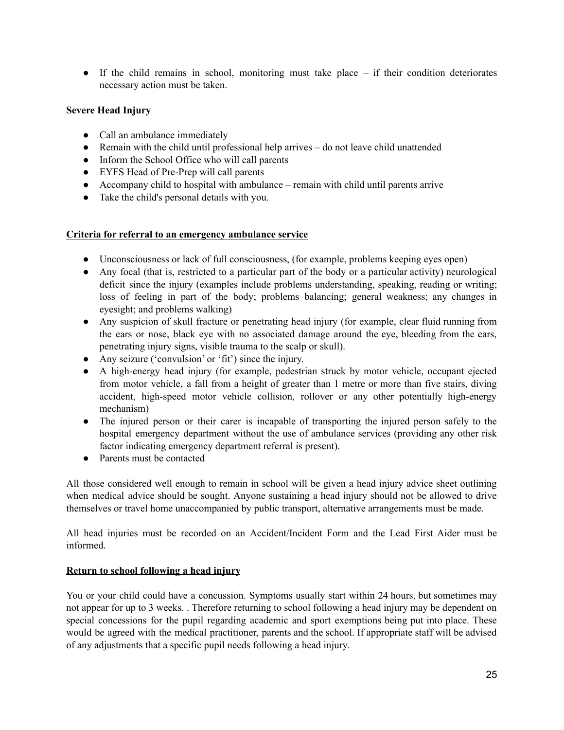- If the child remains in school, monitoring must take place – if their condition deteriorates necessary action must be taken.

**Severe Head Injury**

- Call an ambulance immediately
- Remain with the child until professional help arrives – do not leave child unattended
- Inform the School Office who will call parents
- EYFS Head of Pre-Prep will call parents
- Accompany child to hospital with ambulance – remain with child until parents arrive
- Take the child's personal details with you.

**Criteria for referral to an emergency ambulance service**

- Unconsciousness or lack of full consciousness, (for example, problems keeping eyes open)
- Any focal (that is, restricted to a particular part of the body or a particular activity) neurological deficit since the injury (examples include problems understanding, speaking, reading or writing; loss of feeling in part of the body; problems balancing; general weakness; any changes in eyesight; and problems walking)
- Any suspicion of skull fracture or penetrating head injury (for example, clear fluid running from the ears or nose, black eye with no associated damage around the eye, bleeding from the ears, penetrating injury signs, visible trauma to the scalp or skull).
- Any seizure ('convulsion' or 'fit') since the injury.
- A high-energy head injury (for example, pedestrian struck by motor vehicle, occupant ejected from motor vehicle, a fall from a height of greater than 1 metre or more than five stairs, diving accident, high-speed motor vehicle collision, rollover or any other potentially high-energy mechanism)
- The injured person or their carer is incapable of transporting the injured person safely to the hospital emergency department without the use of ambulance services (providing any other risk factor indicating emergency department referral is present).
- Parents must be contacted

All those considered well enough to remain in school will be given a head injury advice sheet outlining when medical advice should be sought. Anyone sustaining a head injury should not be allowed to drive themselves or travel home unaccompanied by public transport, alternative arrangements must be made.

All head injuries must be recorded on an Accident/Incident Form and the Lead First Aider must be informed.

**Return to school following a head injury**

You or your child could have a concussion. Symptoms usually start within 24 hours, but sometimes may not appear for up to 3 weeks. . Therefore returning to school following a head injury may be dependent on special concessions for the pupil regarding academic and sport exemptions being put into place. These would be agreed with the medical practitioner, parents and the school. If appropriate staff will be advised of any adjustments that a specific pupil needs following a head injury.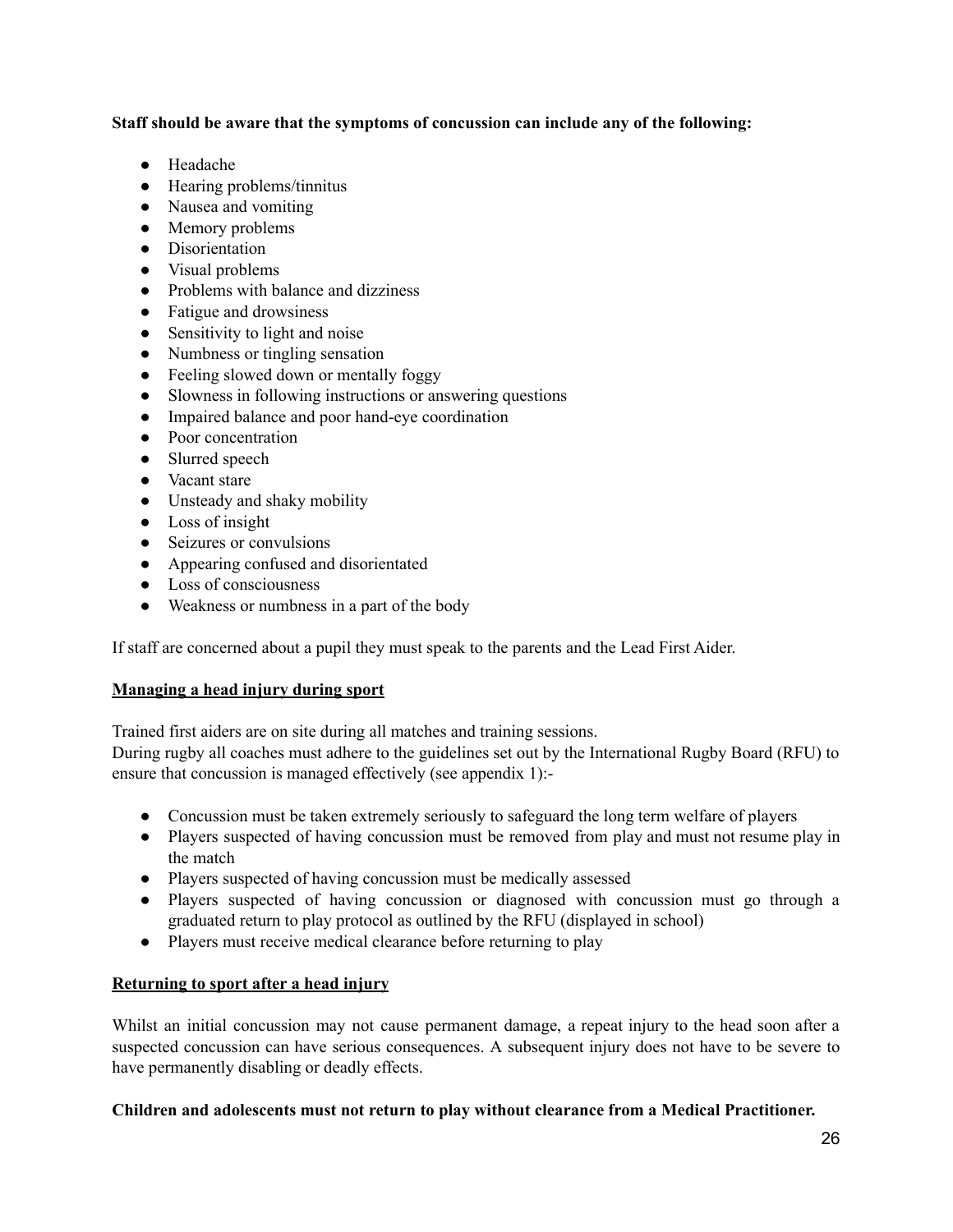**Staff should be aware that the symptoms of concussion can include any of the following:**

- Headache
- Hearing problems/tinnitus
- Nausea and vomiting
- Memory problems
- Disorientation
- Visual problems
- Problems with balance and dizziness
- Fatigue and drowsiness
- Sensitivity to light and noise
- Numbness or tingling sensation
- Feeling slowed down or mentally foggy
- Slowness in following instructions or answering questions
- Impaired balance and poor hand-eye coordination
- Poor concentration
- Slurred speech
- Vacant stare
- Unsteady and shaky mobility
- Loss of insight
- Seizures or convulsions
- Appearing confused and disorientated
- Loss of consciousness
- Weakness or numbness in a part of the body

If staff are concerned about a pupil they must speak to the parents and the Lead First Aider.

## Managing a head injury during sport

Trained first aiders are on site during all matches and training sessions.
During rugby all coaches must adhere to the guidelines set out by the International Rugby Board (RFU) to ensure that concussion is managed effectively (see appendix 1):-

- Concussion must be taken extremely seriously to safeguard the long term welfare of players
- Players suspected of having concussion must be removed from play and must not resume play in the match
- Players suspected of having concussion must be medically assessed
- Players suspected of having concussion or diagnosed with concussion must go through a graduated return to play protocol as outlined by the RFU (displayed in school)
- Players must receive medical clearance before returning to play

## Returning to sport after a head injury

Whilst an initial concussion may not cause permanent damage, a repeat injury to the head soon after a suspected concussion can have serious consequences. A subsequent injury does not have to be severe to have permanently disabling or deadly effects.

**Children and adolescents must not return to play without clearance from a Medical Practitioner.**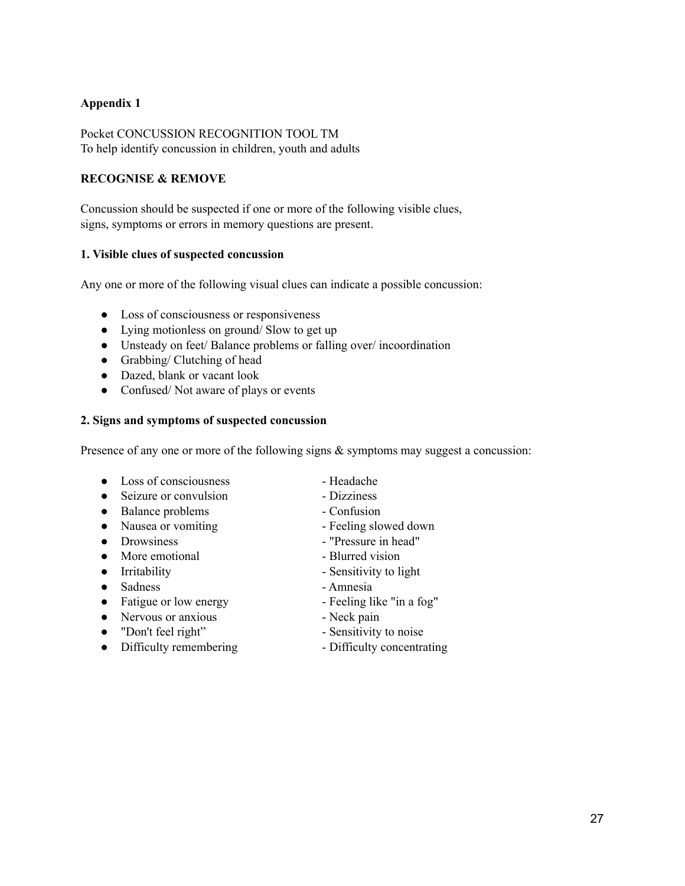**Appendix 1**

Pocket CONCUSSION RECOGNITION TOOL TM
To help identify concussion in children, youth and adults

**RECOGNISE & REMOVE**

Concussion should be suspected if one or more of the following visible clues, signs, symptoms or errors in memory questions are present.

**1. Visible clues of suspected concussion**

Any one or more of the following visual clues can indicate a possible concussion:

- Loss of consciousness or responsiveness
- Lying motionless on ground/ Slow to get up
- Unsteady on feet/ Balance problems or falling over/ incoordination
- Grabbing/ Clutching of head
- Dazed, blank or vacant look
- Confused/ Not aware of plays or events

**2. Signs and symptoms of suspected concussion**

Presence of any one or more of the following signs & symptoms may suggest a concussion:

- Loss of consciousness
- Seizure or convulsion
- Balance problems
- Nausea or vomiting
- Drowsiness
- More emotional
- Irritability
- Sadness
- Fatigue or low energy
- Nervous or anxious
- "Don't feel right"
- Difficulty remembering

- Headache
- Dizziness
- Confusion
- Feeling slowed down
- "Pressure in head"
- Blurred vision
- Sensitivity to light
- Amnesia
- Feeling like "in a fog"
- Neck pain
- Sensitivity to noise
- Difficulty concentrating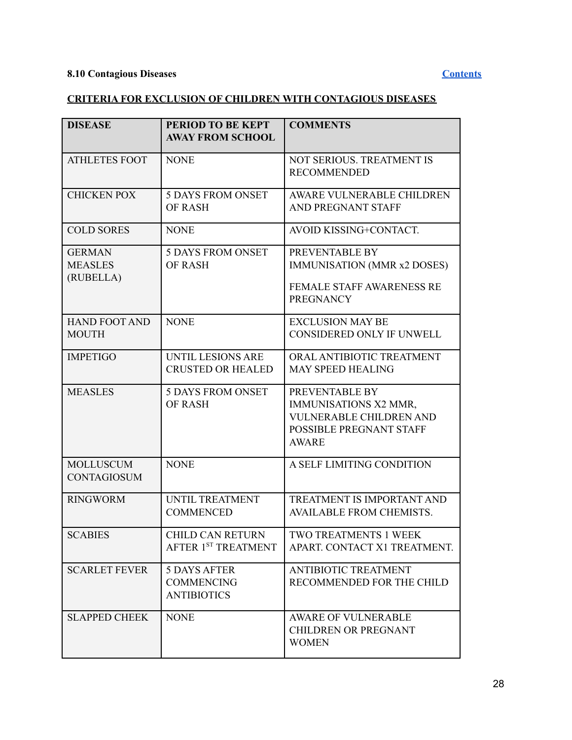**8.10 Contagious Diseases** [Contents]

**CRITERIA FOR EXCLUSION OF CHILDREN WITH CONTAGIOUS DISEASES**

| DISEASE | PERIOD TO BE KEPT AWAY FROM SCHOOL | COMMENTS |
|---|---|---|
| ATHLETES FOOT | NONE | NOT SERIOUS. TREATMENT IS RECOMMENDED |
| CHICKEN POX | 5 DAYS FROM ONSET OF RASH | AWARE VULNERABLE CHILDREN AND PREGNANT STAFF |
| COLD SORES | NONE | AVOID KISSING+CONTACT. |
| GERMAN MEASLES (RUBELLA) | 5 DAYS FROM ONSET OF RASH | PREVENTABLE BY IMMUNISATION (MMR x2 DOSES)<br><br>FEMALE STAFF AWARENESS RE PREGNANCY |
| HAND FOOT AND MOUTH | NONE | EXCLUSION MAY BE CONSIDERED ONLY IF UNWELL |
| IMPETIGO | UNTIL LESIONS ARE CRUSTED OR HEALED | ORAL ANTIBIOTIC TREATMENT MAY SPEED HEALING |
| MEASLES | 5 DAYS FROM ONSET OF RASH | PREVENTABLE BY IMMUNISATIONS X2 MMR, VULNERABLE CHILDREN AND POSSIBLE PREGNANT STAFF AWARE |
| MOLLUSCUM CONTAGIOSUM | NONE | A SELF LIMITING CONDITION |
| RINGWORM | UNTIL TREATMENT COMMENCED | TREATMENT IS IMPORTANT AND AVAILABLE FROM CHEMISTS. |
| SCABIES | CHILD CAN RETURN AFTER 1ST TREATMENT | TWO TREATMENTS 1 WEEK APART. CONTACT X1 TREATMENT. |
| SCARLET FEVER | 5 DAYS AFTER COMMENCING ANTIBIOTICS | ANTIBIOTIC TREATMENT RECOMMENDED FOR THE CHILD |
| SLAPPED CHEEK | NONE | AWARE OF VULNERABLE CHILDREN OR PREGNANT WOMEN |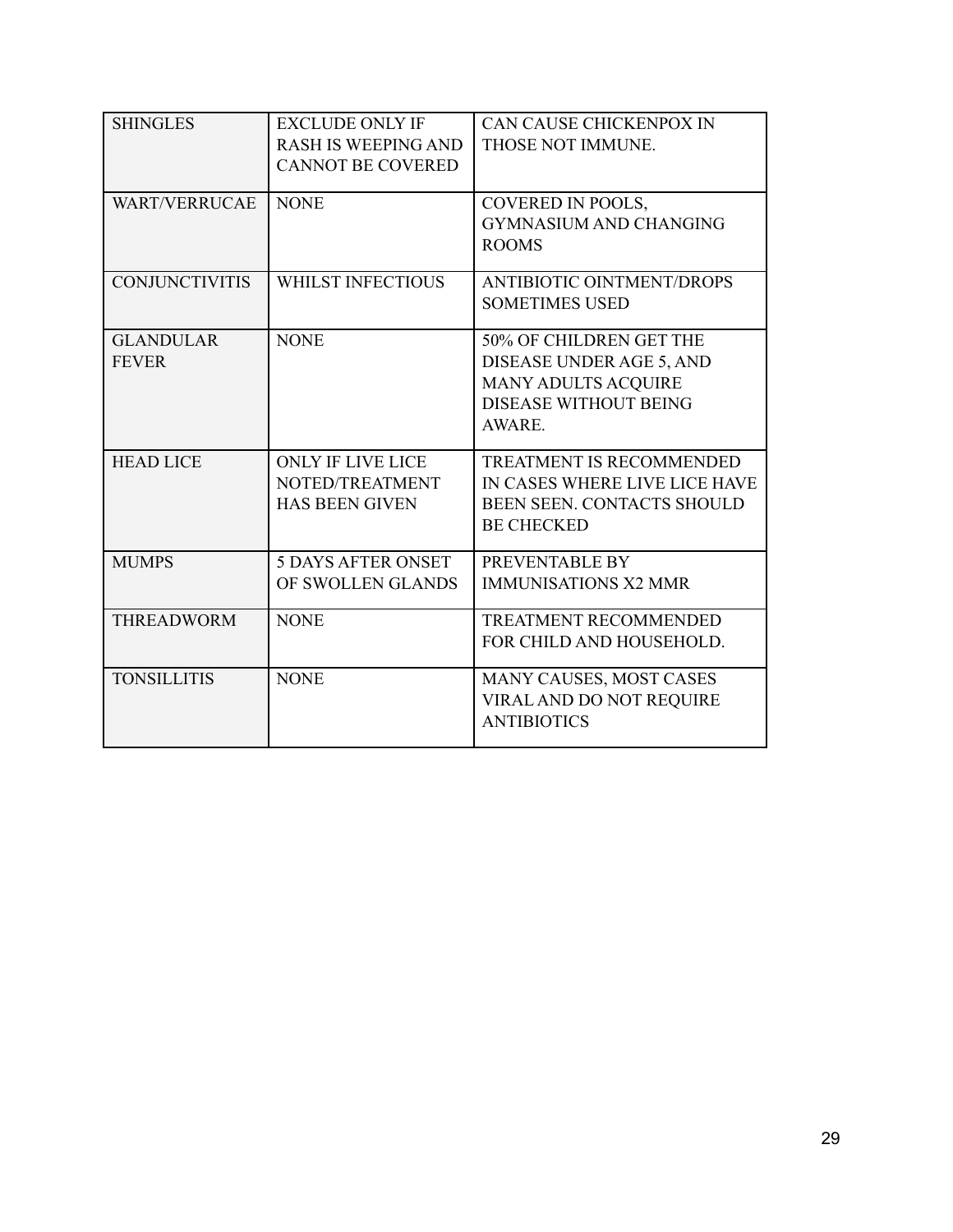| SHINGLES | EXCLUDE ONLY IF RASH IS WEEPING AND CANNOT BE COVERED | CAN CAUSE CHICKENPOX IN THOSE NOT IMMUNE. |
|---|---|---|
| WART/VERRUCAE | NONE | COVERED IN POOLS, GYMNASIUM AND CHANGING ROOMS |
| CONJUNCTIVITIS | WHILST INFECTIOUS | ANTIBIOTIC OINTMENT/DROPS SOMETIMES USED |
| GLANDULAR FEVER | NONE | 50% OF CHILDREN GET THE DISEASE UNDER AGE 5, AND MANY ADULTS ACQUIRE DISEASE WITHOUT BEING AWARE. |
| HEAD LICE | ONLY IF LIVE LICE NOTED/TREATMENT HAS BEEN GIVEN | TREATMENT IS RECOMMENDED IN CASES WHERE LIVE LICE HAVE BEEN SEEN. CONTACTS SHOULD BE CHECKED |
| MUMPS | 5 DAYS AFTER ONSET OF SWOLLEN GLANDS | PREVENTABLE BY IMMUNISATIONS X2 MMR |
| THREADWORM | NONE | TREATMENT RECOMMENDED FOR CHILD AND HOUSEHOLD. |
| TONSILLITIS | NONE | MANY CAUSES, MOST CASES VIRAL AND DO NOT REQUIRE ANTIBIOTICS |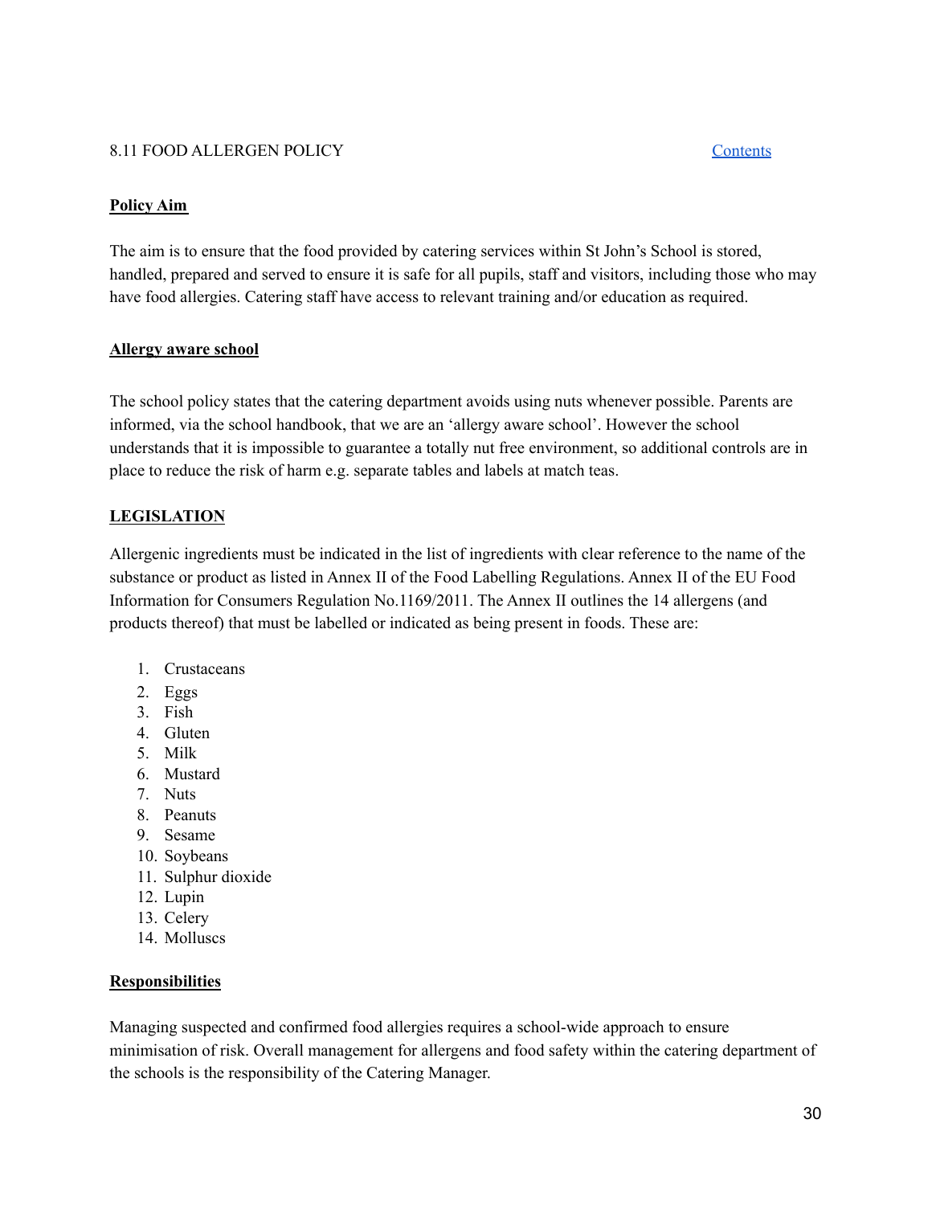## 8.11 FOOD ALLERGEN POLICY

[Contents]

**Policy Aim**

The aim is to ensure that the food provided by catering services within St John's School is stored, handled, prepared and served to ensure it is safe for all pupils, staff and visitors, including those who may have food allergies. Catering staff have access to relevant training and/or education as required.

**Allergy aware school**

The school policy states that the catering department avoids using nuts whenever possible. Parents are informed, via the school handbook, that we are an 'allergy aware school'. However the school understands that it is impossible to guarantee a totally nut free environment, so additional controls are in place to reduce the risk of harm e.g. separate tables and labels at match teas.

**LEGISLATION**

Allergenic ingredients must be indicated in the list of ingredients with clear reference to the name of the substance or product as listed in Annex II of the Food Labelling Regulations. Annex II of the EU Food Information for Consumers Regulation No.1169/2011. The Annex II outlines the 14 allergens (and products thereof) that must be labelled or indicated as being present in foods. These are:

1. Crustaceans
2. Eggs
3. Fish
4. Gluten
5. Milk
6. Mustard
7. Nuts
8. Peanuts
9. Sesame
10. Soybeans
11. Sulphur dioxide
12. Lupin
13. Celery
14. Molluscs

**Responsibilities**

Managing suspected and confirmed food allergies requires a school-wide approach to ensure minimisation of risk. Overall management for allergens and food safety within the catering department of the schools is the responsibility of the Catering Manager.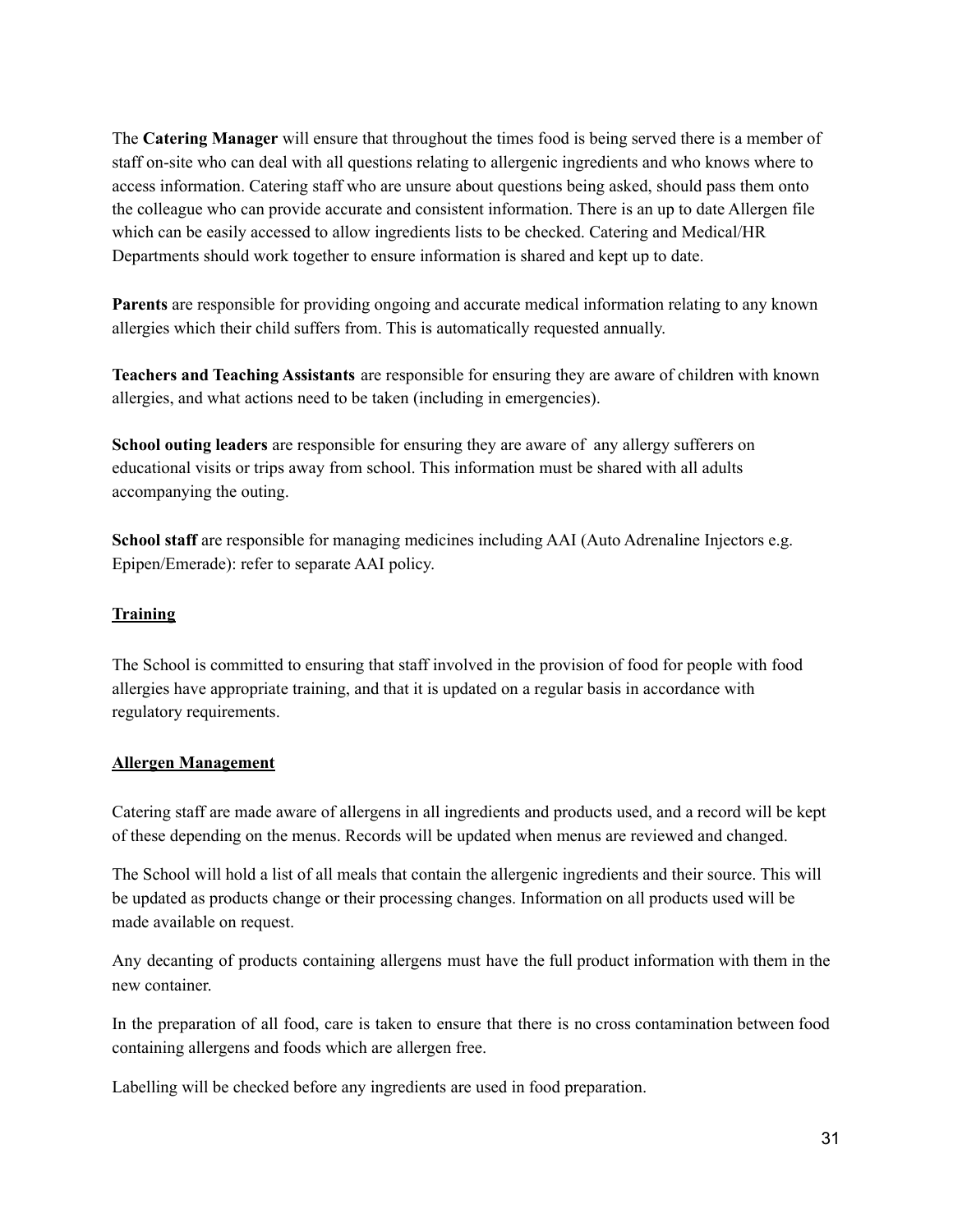The **Catering Manager** will ensure that throughout the times food is being served there is a member of staff on-site who can deal with all questions relating to allergenic ingredients and who knows where to access information. Catering staff who are unsure about questions being asked, should pass them onto the colleague who can provide accurate and consistent information. There is an up to date Allergen file which can be easily accessed to allow ingredients lists to be checked. Catering and Medical/HR Departments should work together to ensure information is shared and kept up to date.

**Parents** are responsible for providing ongoing and accurate medical information relating to any known allergies which their child suffers from. This is automatically requested annually.

**Teachers and Teaching Assistants** are responsible for ensuring they are aware of children with known allergies, and what actions need to be taken (including in emergencies).

**School outing leaders** are responsible for ensuring they are aware of any allergy sufferers on educational visits or trips away from school. This information must be shared with all adults accompanying the outing.

**School staff** are responsible for managing medicines including AAI (Auto Adrenaline Injectors e.g. Epipen/Emerade): refer to separate AAI policy.

## Training

The School is committed to ensuring that staff involved in the provision of food for people with food allergies have appropriate training, and that it is updated on a regular basis in accordance with regulatory requirements.

## Allergen Management

Catering staff are made aware of allergens in all ingredients and products used, and a record will be kept of these depending on the menus. Records will be updated when menus are reviewed and changed.

The School will hold a list of all meals that contain the allergenic ingredients and their source. This will be updated as products change or their processing changes. Information on all products used will be made available on request.

Any decanting of products containing allergens must have the full product information with them in the new container.

In the preparation of all food, care is taken to ensure that there is no cross contamination between food containing allergens and foods which are allergen free.

Labelling will be checked before any ingredients are used in food preparation.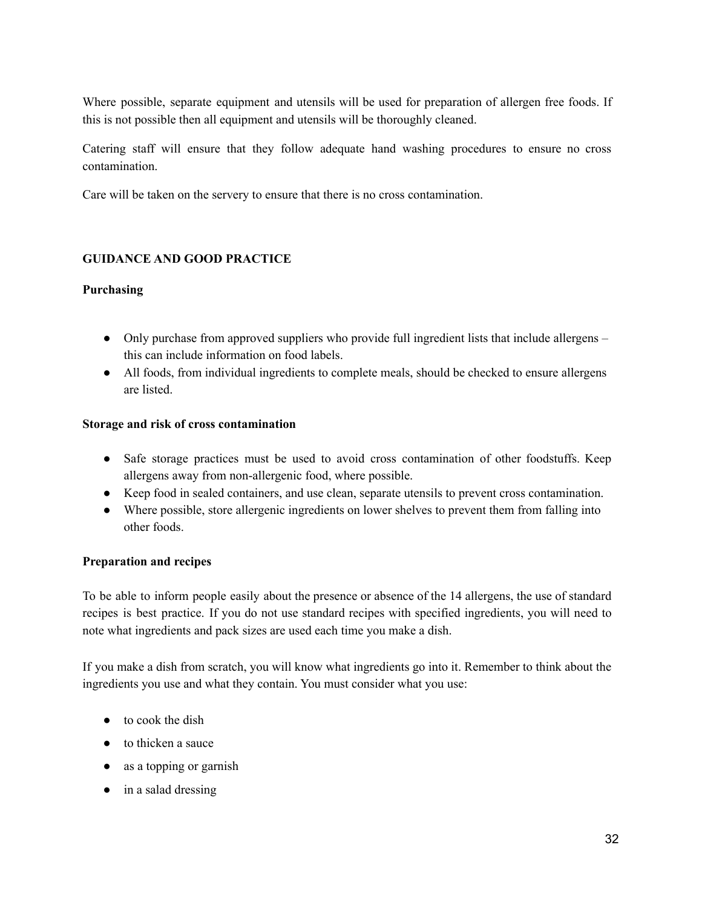Where possible, separate equipment and utensils will be used for preparation of allergen free foods. If this is not possible then all equipment and utensils will be thoroughly cleaned.

Catering staff will ensure that they follow adequate hand washing procedures to ensure no cross contamination.

Care will be taken on the servery to ensure that there is no cross contamination.

**GUIDANCE AND GOOD PRACTICE**

**Purchasing**

- Only purchase from approved suppliers who provide full ingredient lists that include allergens – this can include information on food labels.
- All foods, from individual ingredients to complete meals, should be checked to ensure allergens are listed.

**Storage and risk of cross contamination**

- Safe storage practices must be used to avoid cross contamination of other foodstuffs. Keep allergens away from non-allergenic food, where possible.
- Keep food in sealed containers, and use clean, separate utensils to prevent cross contamination.
- Where possible, store allergenic ingredients on lower shelves to prevent them from falling into other foods.

**Preparation and recipes**

To be able to inform people easily about the presence or absence of the 14 allergens, the use of standard recipes is best practice. If you do not use standard recipes with specified ingredients, you will need to note what ingredients and pack sizes are used each time you make a dish.

If you make a dish from scratch, you will know what ingredients go into it. Remember to think about the ingredients you use and what they contain. You must consider what you use:

- to cook the dish
- to thicken a sauce
- as a topping or garnish
- in a salad dressing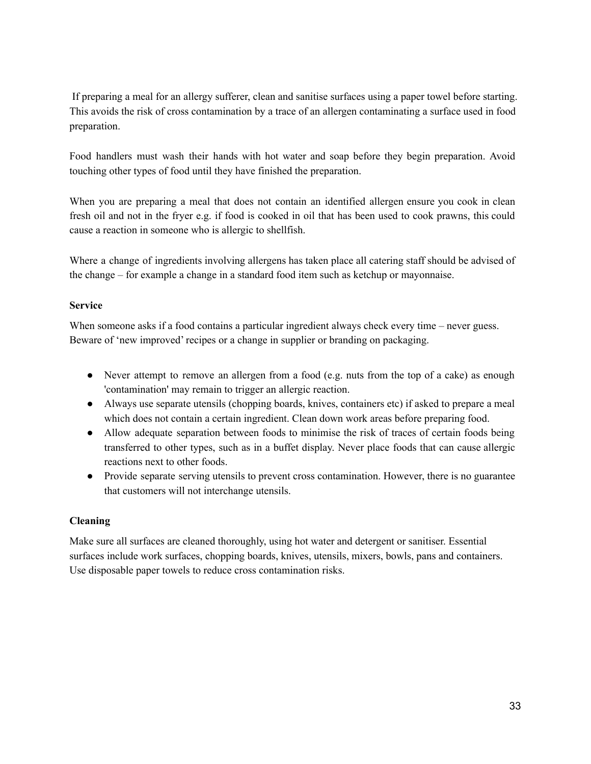If preparing a meal for an allergy sufferer, clean and sanitise surfaces using a paper towel before starting. This avoids the risk of cross contamination by a trace of an allergen contaminating a surface used in food preparation.

Food handlers must wash their hands with hot water and soap before they begin preparation. Avoid touching other types of food until they have finished the preparation.

When you are preparing a meal that does not contain an identified allergen ensure you cook in clean fresh oil and not in the fryer e.g. if food is cooked in oil that has been used to cook prawns, this could cause a reaction in someone who is allergic to shellfish.

Where a change of ingredients involving allergens has taken place all catering staff should be advised of the change – for example a change in a standard food item such as ketchup or mayonnaise.

**Service**

When someone asks if a food contains a particular ingredient always check every time – never guess. Beware of 'new improved' recipes or a change in supplier or branding on packaging.

- Never attempt to remove an allergen from a food (e.g. nuts from the top of a cake) as enough 'contamination' may remain to trigger an allergic reaction.
- Always use separate utensils (chopping boards, knives, containers etc) if asked to prepare a meal which does not contain a certain ingredient. Clean down work areas before preparing food.
- Allow adequate separation between foods to minimise the risk of traces of certain foods being transferred to other types, such as in a buffet display. Never place foods that can cause allergic reactions next to other foods.
- Provide separate serving utensils to prevent cross contamination. However, there is no guarantee that customers will not interchange utensils.

**Cleaning**

Make sure all surfaces are cleaned thoroughly, using hot water and detergent or sanitiser. Essential surfaces include work surfaces, chopping boards, knives, utensils, mixers, bowls, pans and containers. Use disposable paper towels to reduce cross contamination risks.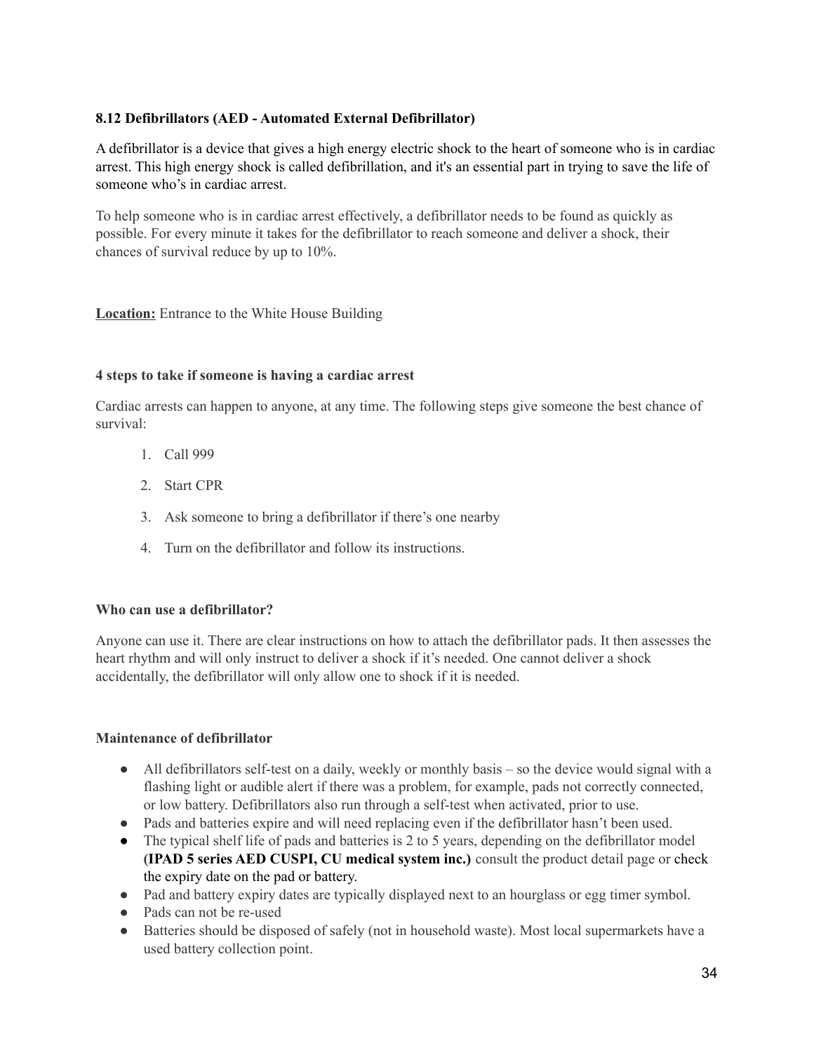### 8.12 Defibrillators (AED - Automated External Defibrillator)

A defibrillator is a device that gives a high energy electric shock to the heart of someone who is in cardiac arrest. This high energy shock is called defibrillation, and it's an essential part in trying to save the life of someone who's in cardiac arrest.

To help someone who is in cardiac arrest effectively, a defibrillator needs to be found as quickly as possible. For every minute it takes for the defibrillator to reach someone and deliver a shock, their chances of survival reduce by up to 10%.

**Location:** Entrance to the White House Building

**4 steps to take if someone is having a cardiac arrest**

Cardiac arrests can happen to anyone, at any time. The following steps give someone the best chance of survival:

1. Call 999
2. Start CPR
3. Ask someone to bring a defibrillator if there's one nearby
4. Turn on the defibrillator and follow its instructions.

**Who can use a defibrillator?**

Anyone can use it. There are clear instructions on how to attach the defibrillator pads. It then assesses the heart rhythm and will only instruct to deliver a shock if it's needed. One cannot deliver a shock accidentally, the defibrillator will only allow one to shock if it is needed.

**Maintenance of defibrillator**

- All defibrillators self-test on a daily, weekly or monthly basis – so the device would signal with a flashing light or audible alert if there was a problem, for example, pads not correctly connected, or low battery. Defibrillators also run through a self-test when activated, prior to use.
- Pads and batteries expire and will need replacing even if the defibrillator hasn't been used.
- The typical shelf life of pads and batteries is 2 to 5 years, depending on the defibrillator model **(IPAD 5 series AED CUSPI, CU medical system inc.)** consult the product detail page or check the expiry date on the pad or battery.
- Pad and battery expiry dates are typically displayed next to an hourglass or egg timer symbol.
- Pads can not be re-used
- Batteries should be disposed of safely (not in household waste). Most local supermarkets have a used battery collection point.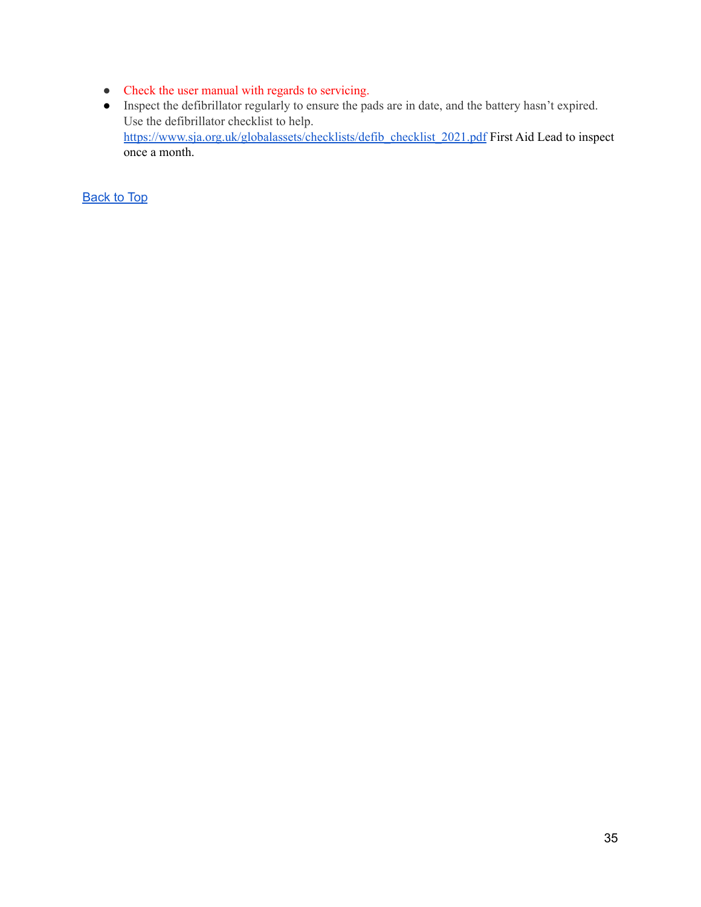- Check the user manual with regards to servicing.
- Inspect the defibrillator regularly to ensure the pads are in date, and the battery hasn't expired. Use the defibrillator checklist to help. https://www.sja.org.uk/globalassets/checklists/defib_checklist_2021.pdf First Aid Lead to inspect once a month.

Back to Top